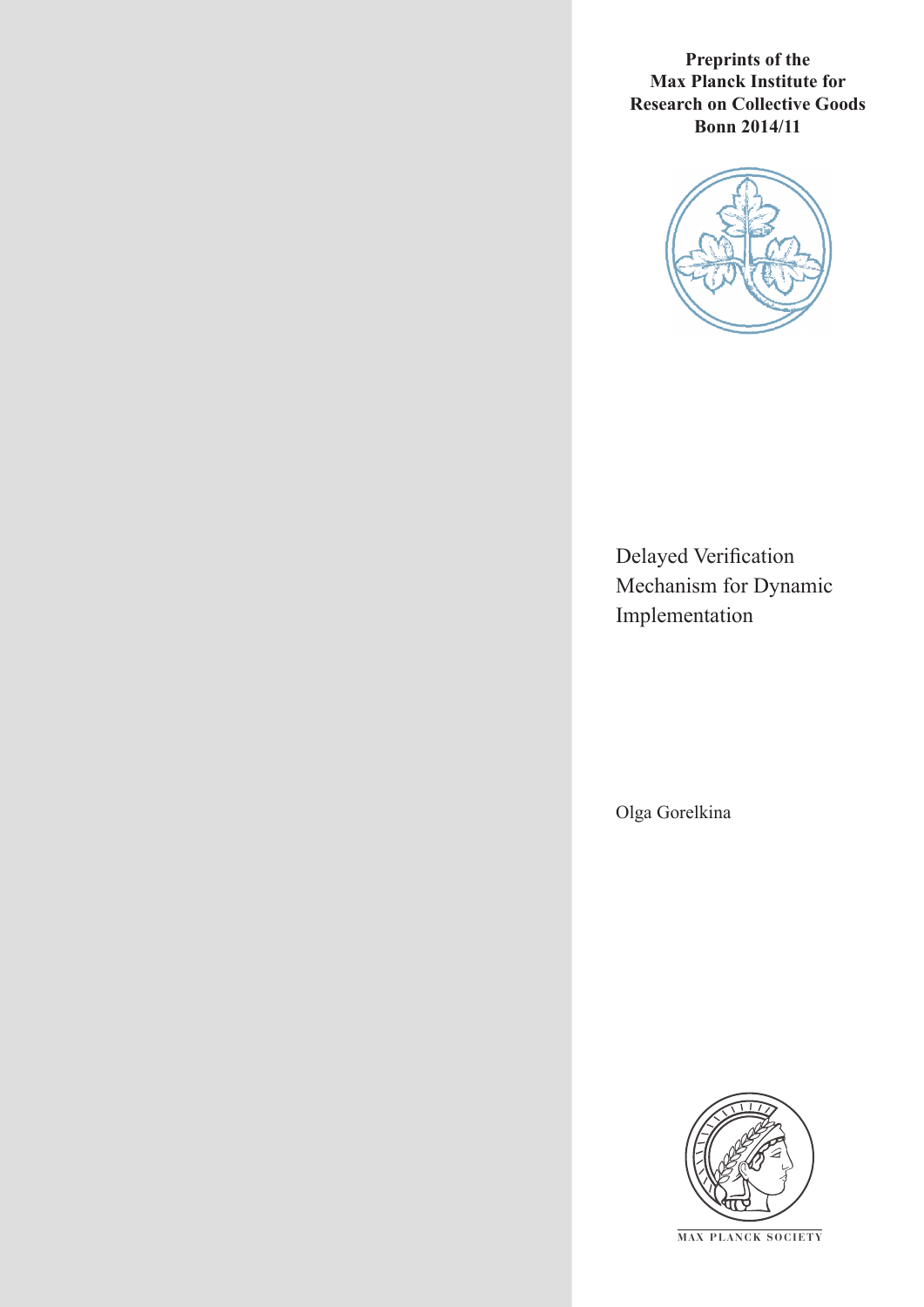**Preprints of the Max Planck Institute for Research on Collective Goods Bonn 2014/11**

# Delayed Verification Mechanism for Dynamic Implementation

Olga Gorelkina

MAX PLANCK SOCIETY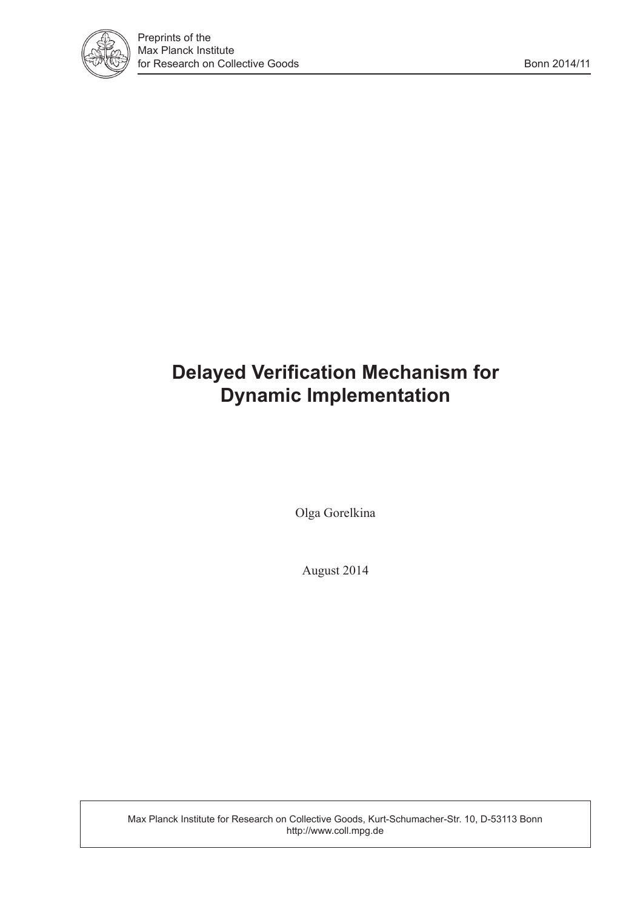Preprints of the
Max Planck Institute
for Research on Collective Goods

Bonn 2014/11

# Delayed Verification Mechanism for Dynamic Implementation

Olga Gorelkina

August 2014

Max Planck Institute for Research on Collective Goods, Kurt-Schumacher-Str. 10, D-53113 Bonn
http://www.coll.mpg.de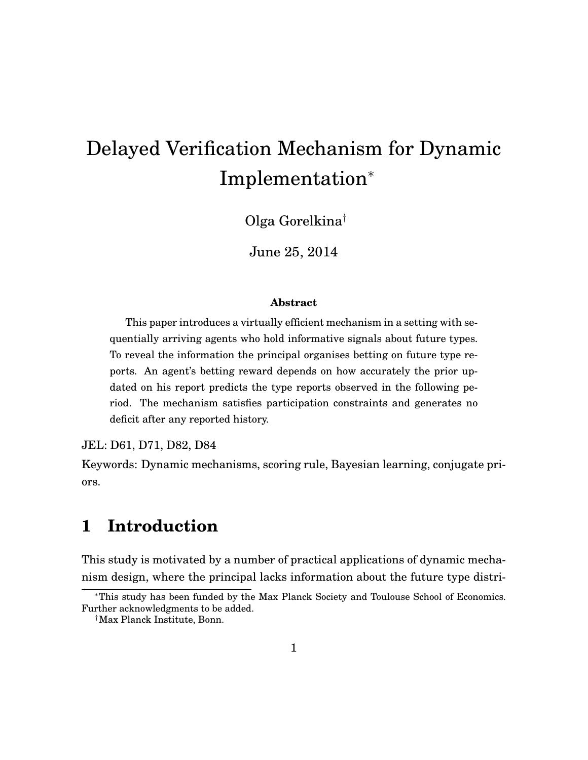# Delayed Verification Mechanism for Dynamic Implementation*

Olga Gorelkina†

June 25, 2014

**Abstract**

This paper introduces a virtually efficient mechanism in a setting with sequentially arriving agents who hold informative signals about future types. To reveal the information the principal organises betting on future type reports. An agent's betting reward depends on how accurately the prior updated on his report predicts the type reports observed in the following period. The mechanism satisfies participation constraints and generates no deficit after any reported history.

JEL: D61, D71, D82, D84

Keywords: Dynamic mechanisms, scoring rule, Bayesian learning, conjugate priors.

## 1 Introduction

This study is motivated by a number of practical applications of dynamic mechanism design, where the principal lacks information about the future type distri-

---

*This study has been funded by the Max Planck Society and Toulouse School of Economics. Further acknowledgments to be added.

†Max Planck Institute, Bonn.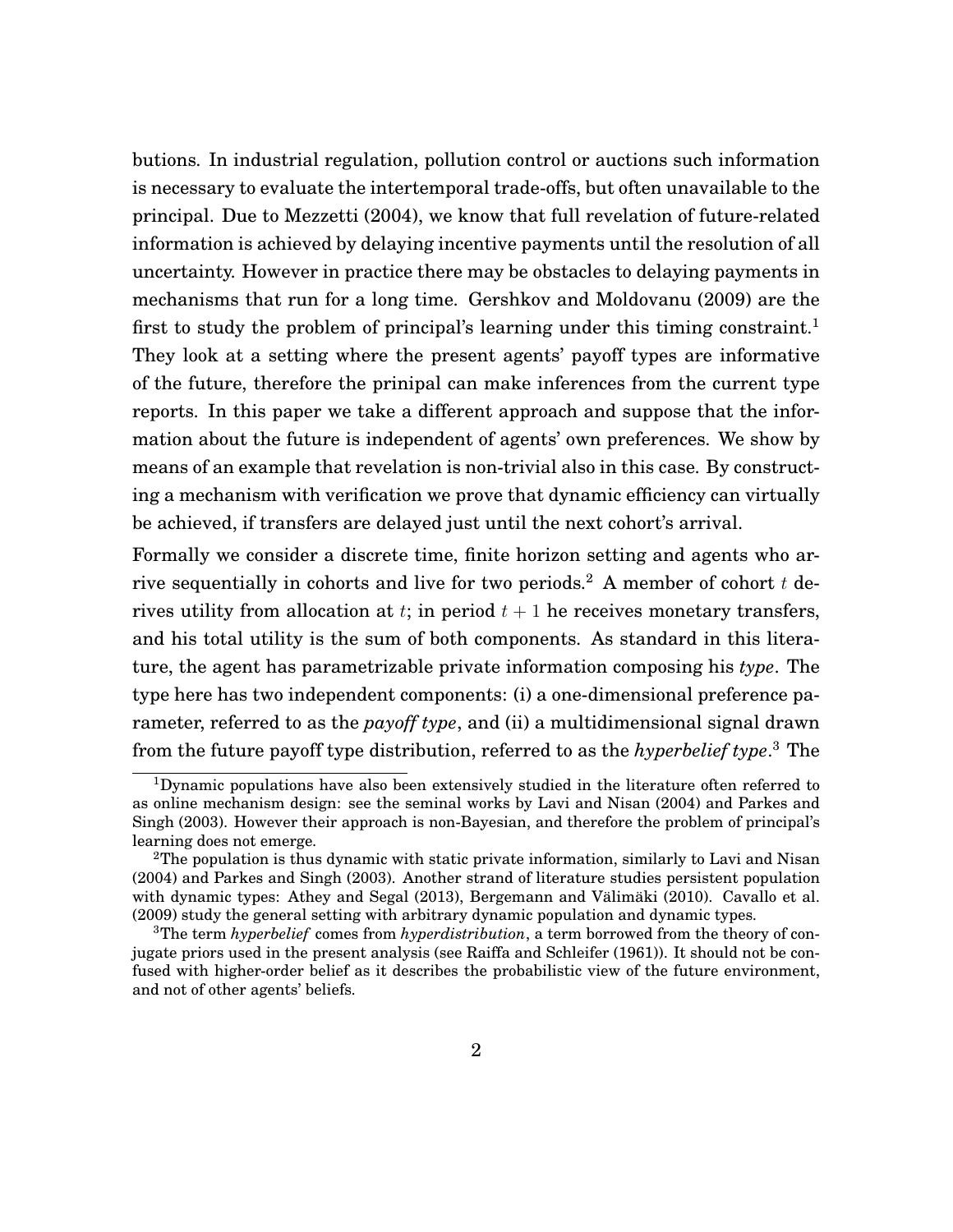butions. In industrial regulation, pollution control or auctions such information is necessary to evaluate the intertemporal trade-offs, but often unavailable to the principal. Due to Mezzetti (2004), we know that full revelation of future-related information is achieved by delaying incentive payments until the resolution of all uncertainty. However in practice there may be obstacles to delaying payments in mechanisms that run for a long time. Gershkov and Moldovanu (2009) are the first to study the problem of principal's learning under this timing constraint.[1] They look at a setting where the present agents' payoff types are informative of the future, therefore the prinipal can make inferences from the current type reports. In this paper we take a different approach and suppose that the information about the future is independent of agents' own preferences. We show by means of an example that revelation is non-trivial also in this case. By constructing a mechanism with verification we prove that dynamic efficiency can virtually be achieved, if transfers are delayed just until the next cohort's arrival.

Formally we consider a discrete time, finite horizon setting and agents who arrive sequentially in cohorts and live for two periods.[2] A member of cohort $t$ derives utility from allocation at $t$; in period $t+1$ he receives monetary transfers, and his total utility is the sum of both components. As standard in this literature, the agent has parametrizable private information composing his *type*. The type here has two independent components: (i) a one-dimensional preference parameter, referred to as the *payoff type*, and (ii) a multidimensional signal drawn from the future payoff type distribution, referred to as the *hyperbelief type*.[3] The

[1] Dynamic populations have also been extensively studied in the literature often referred to as online mechanism design: see the seminal works by Lavi and Nisan (2004) and Parkes and Singh (2003). However their approach is non-Bayesian, and therefore the problem of principal's learning does not emerge.

[2] The population is thus dynamic with static private information, similarly to Lavi and Nisan (2004) and Parkes and Singh (2003). Another strand of literature studies persistent population with dynamic types: Athey and Segal (2013), Bergemann and Välimäki (2010). Cavallo et al. (2009) study the general setting with arbitrary dynamic population and dynamic types.

[3] The term *hyperbelief* comes from *hyperdistribution*, a term borrowed from the theory of conjugate priors used in the present analysis (see Raiffa and Schleifer (1961)). It should not be confused with higher-order belief as it describes the probabilistic view of the future environment, and not of other agents' beliefs.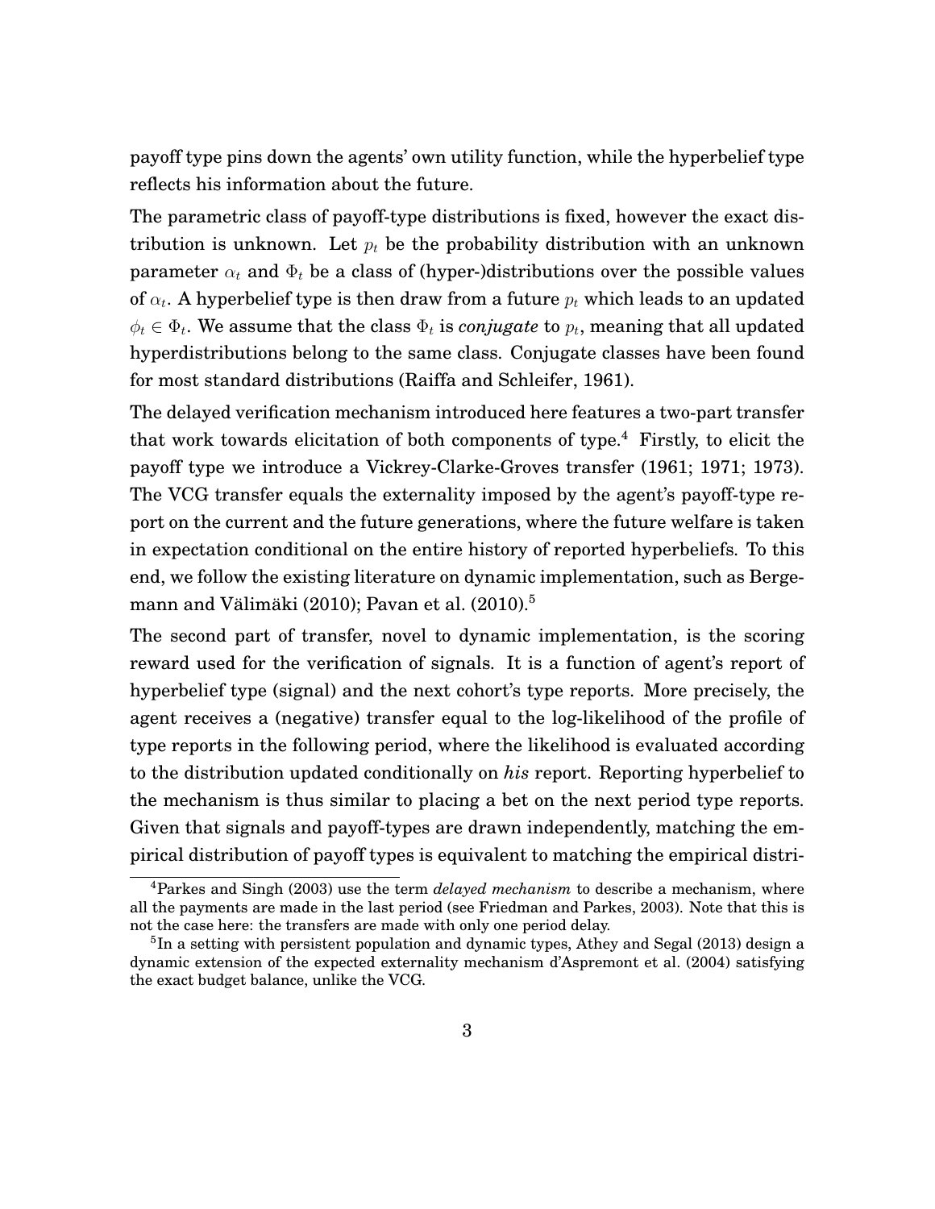payoff type pins down the agents' own utility function, while the hyperbelief type reflects his information about the future.

The parametric class of payoff-type distributions is fixed, however the exact distribution is unknown. Let $p_t$ be the probability distribution with an unknown parameter $\alpha_t$ and $\Phi_t$ be a class of (hyper-)distributions over the possible values of $\alpha_t$. A hyperbelief type is then draw from a future $p_t$ which leads to an updated $\phi_t \in \Phi_t$. We assume that the class $\Phi_t$ is *conjugate* to $p_t$, meaning that all updated hyperdistributions belong to the same class. Conjugate classes have been found for most standard distributions (Raiffa and Schleifer, 1961).

The delayed verification mechanism introduced here features a two-part transfer that work towards elicitation of both components of type.[4] Firstly, to elicit the payoff type we introduce a Vickrey-Clarke-Groves transfer (1961; 1971; 1973). The VCG transfer equals the externality imposed by the agent's payoff-type report on the current and the future generations, where the future welfare is taken in expectation conditional on the entire history of reported hyperbeliefs. To this end, we follow the existing literature on dynamic implementation, such as Bergemann and Välimäki (2010); Pavan et al. (2010).[5]

The second part of transfer, novel to dynamic implementation, is the scoring reward used for the verification of signals. It is a function of agent's report of hyperbelief type (signal) and the next cohort's type reports. More precisely, the agent receives a (negative) transfer equal to the log-likelihood of the profile of type reports in the following period, where the likelihood is evaluated according to the distribution updated conditionally on *his* report. Reporting hyperbelief to the mechanism is thus similar to placing a bet on the next period type reports. Given that signals and payoff-types are drawn independently, matching the empirical distribution of payoff types is equivalent to matching the empirical distri-

[4] Parkes and Singh (2003) use the term *delayed mechanism* to describe a mechanism, where all the payments are made in the last period (see Friedman and Parkes, 2003). Note that this is not the case here: the transfers are made with only one period delay.

[5] In a setting with persistent population and dynamic types, Athey and Segal (2013) design a dynamic extension of the expected externality mechanism d'Aspremont et al. (2004) satisfying the exact budget balance, unlike the VCG.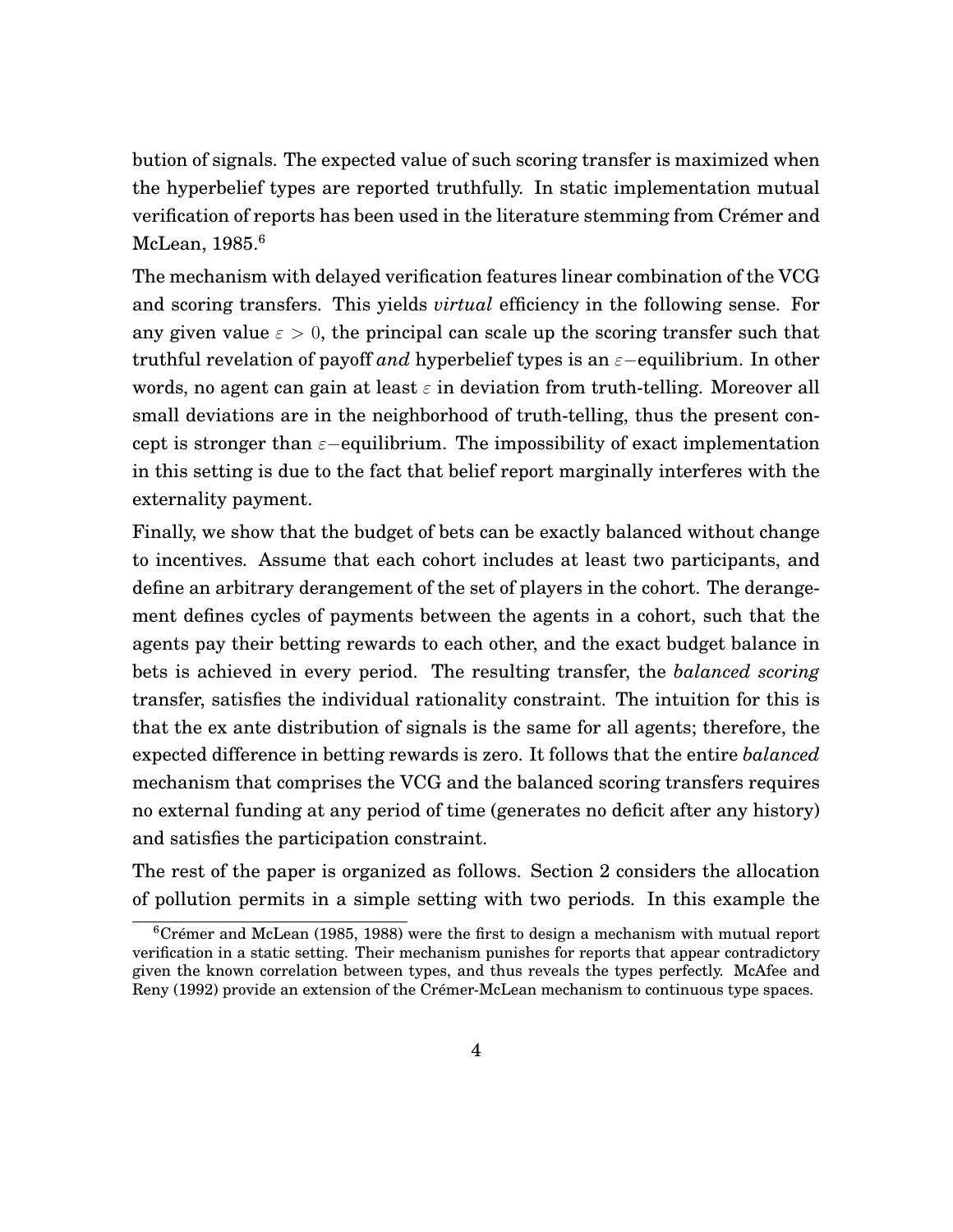bution of signals. The expected value of such scoring transfer is maximized when the hyperbelief types are reported truthfully. In static implementation mutual verification of reports has been used in the literature stemming from Crémer and McLean, 1985.[6]

The mechanism with delayed verification features linear combination of the VCG and scoring transfers. This yields *virtual* efficiency in the following sense. For any given value $\varepsilon > 0$, the principal can scale up the scoring transfer such that truthful revelation of payoff *and* hyperbelief types is an $\varepsilon-$equilibrium. In other words, no agent can gain at least $\varepsilon$ in deviation from truth-telling. Moreover all small deviations are in the neighborhood of truth-telling, thus the present concept is stronger than $\varepsilon-$equilibrium. The impossibility of exact implementation in this setting is due to the fact that belief report marginally interferes with the externality payment.

Finally, we show that the budget of bets can be exactly balanced without change to incentives. Assume that each cohort includes at least two participants, and define an arbitrary derangement of the set of players in the cohort. The derangement defines cycles of payments between the agents in a cohort, such that the agents pay their betting rewards to each other, and the exact budget balance in bets is achieved in every period. The resulting transfer, the *balanced scoring* transfer, satisfies the individual rationality constraint. The intuition for this is that the ex ante distribution of signals is the same for all agents; therefore, the expected difference in betting rewards is zero. It follows that the entire *balanced* mechanism that comprises the VCG and the balanced scoring transfers requires no external funding at any period of time (generates no deficit after any history) and satisfies the participation constraint.

The rest of the paper is organized as follows. Section 2 considers the allocation of pollution permits in a simple setting with two periods. In this example the

[6] Crémer and McLean (1985, 1988) were the first to design a mechanism with mutual report verification in a static setting. Their mechanism punishes for reports that appear contradictory given the known correlation between types, and thus reveals the types perfectly. McAfee and Reny (1992) provide an extension of the Crémer-McLean mechanism to continuous type spaces.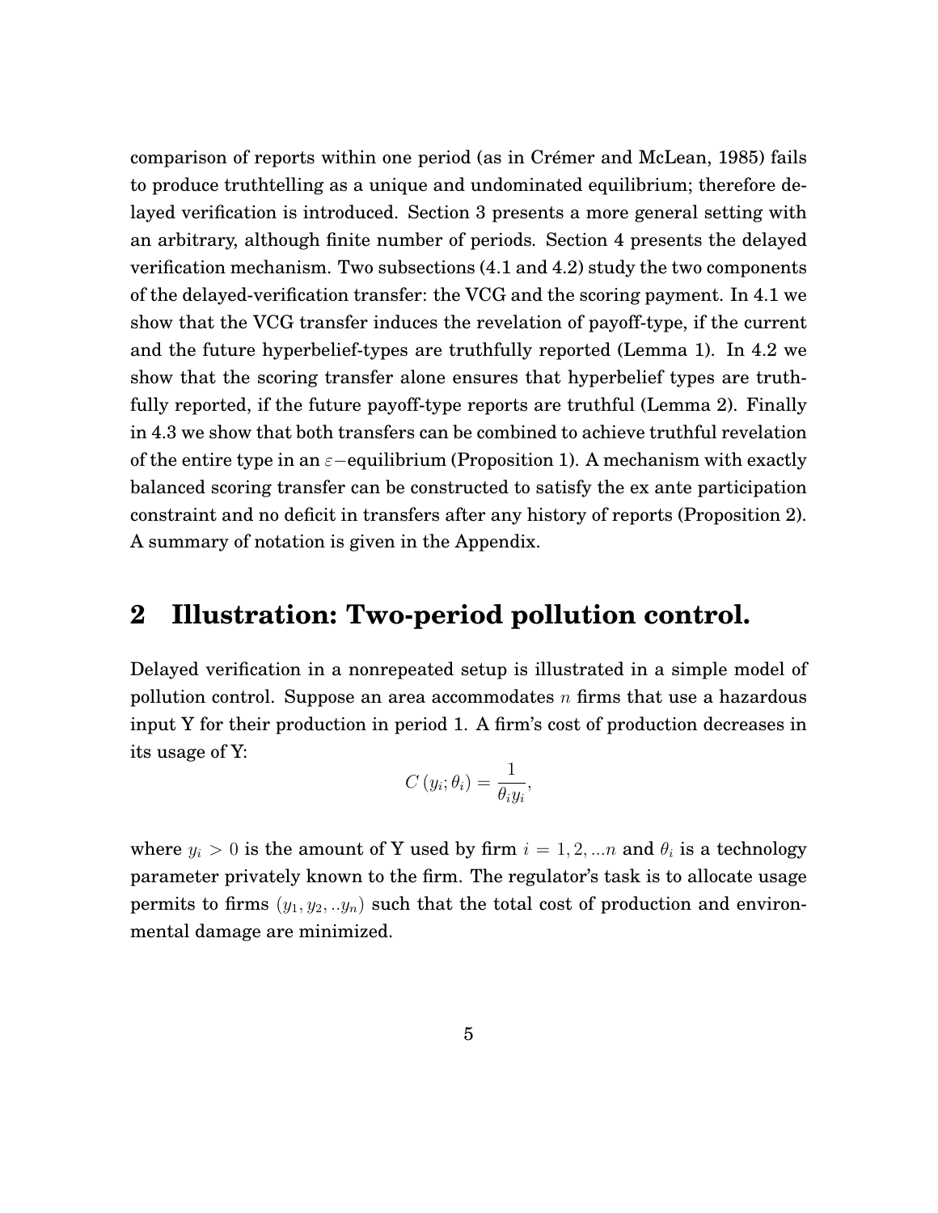comparison of reports within one period (as in Crémer and McLean, 1985) fails to produce truthtelling as a unique and undominated equilibrium; therefore delayed verification is introduced. Section 3 presents a more general setting with an arbitrary, although finite number of periods. Section 4 presents the delayed verification mechanism. Two subsections (4.1 and 4.2) study the two components of the delayed-verification transfer: the VCG and the scoring payment. In 4.1 we show that the VCG transfer induces the revelation of payoff-type, if the current and the future hyperbelief-types are truthfully reported (Lemma 1). In 4.2 we show that the scoring transfer alone ensures that hyperbelief types are truthfully reported, if the future payoff-type reports are truthful (Lemma 2). Finally in 4.3 we show that both transfers can be combined to achieve truthful revelation of the entire type in an $\varepsilon-$equilibrium (Proposition 1). A mechanism with exactly balanced scoring transfer can be constructed to satisfy the ex ante participation constraint and no deficit in transfers after any history of reports (Proposition 2). A summary of notation is given in the Appendix.

## 2 Illustration: Two-period pollution control.

Delayed verification in a nonrepeated setup is illustrated in a simple model of pollution control. Suppose an area accommodates $n$ firms that use a hazardous input Y for their production in period 1. A firm's cost of production decreases in its usage of Y:

$$C(y_i;\theta_i) = \frac{1}{\theta_i y_i},$$

where $y_i > 0$ is the amount of Y used by firm $i = 1, 2, ...n$ and $\theta_i$ is a technology parameter privately known to the firm. The regulator's task is to allocate usage permits to firms $(y_1, y_2, ..y_n)$ such that the total cost of production and environmental damage are minimized.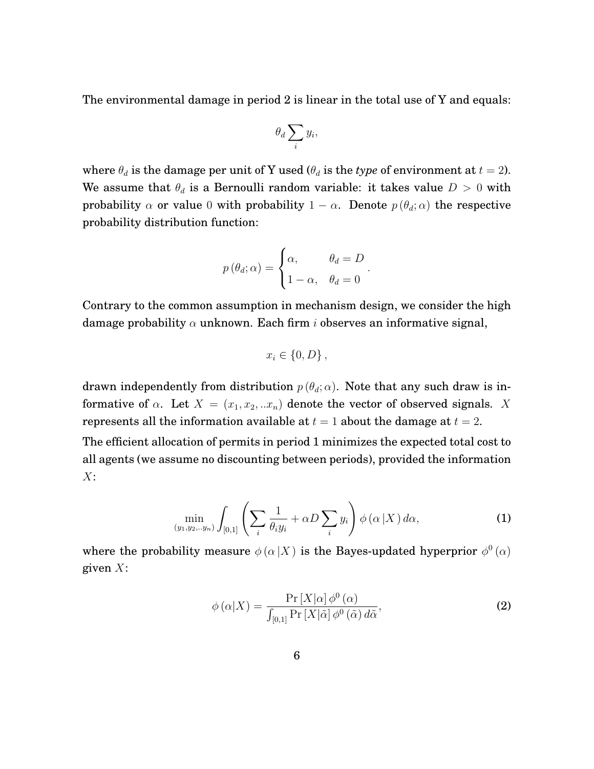The environmental damage in period 2 is linear in the total use of Y and equals:

$$\theta_d \sum_i y_i,$$

where $\theta_d$ is the damage per unit of Y used ($\theta_d$ is the *type* of environment at $t = 2$). We assume that $\theta_d$ is a Bernoulli random variable: it takes value $D > 0$ with probability $\alpha$ or value $0$ with probability $1 - \alpha$. Denote $p(\theta_d; \alpha)$ the respective probability distribution function:

$$p(\theta_d; \alpha) = \begin{cases} \alpha, & \theta_d = D \\ 1 - \alpha, & \theta_d = 0 \end{cases}.$$

Contrary to the common assumption in mechanism design, we consider the high damage probability $\alpha$ unknown. Each firm $i$ observes an informative signal,

$$x_i \in \{0, D\},$$

drawn independently from distribution $p(\theta_d; \alpha)$. Note that any such draw is informative of $\alpha$. Let $X = (x_1, x_2, ..x_n)$ denote the vector of observed signals. $X$ represents all the information available at $t = 1$ about the damage at $t = 2$.

The efficient allocation of permits in period 1 minimizes the expected total cost to all agents (we assume no discounting between periods), provided the information $X$:

$$\min_{(y_1, y_2, ..y_n)} \int_{[0,1]} \left( \sum_i \frac{1}{\theta_i y_i} + \alpha D \sum_i y_i \right) \phi(\alpha | X) \, d\alpha, \tag{1}$$

where the probability measure $\phi(\alpha | X)$ is the Bayes-updated hyperprior $\phi^0(\alpha)$ given $X$:

$$\phi(\alpha | X) = \frac{\Pr[X | \alpha] \, \phi^0(\alpha)}{\int_{[0,1]} \Pr[X | \tilde{\alpha}] \, \phi^0(\tilde{\alpha}) \, d\tilde{\alpha}}, \tag{2}$$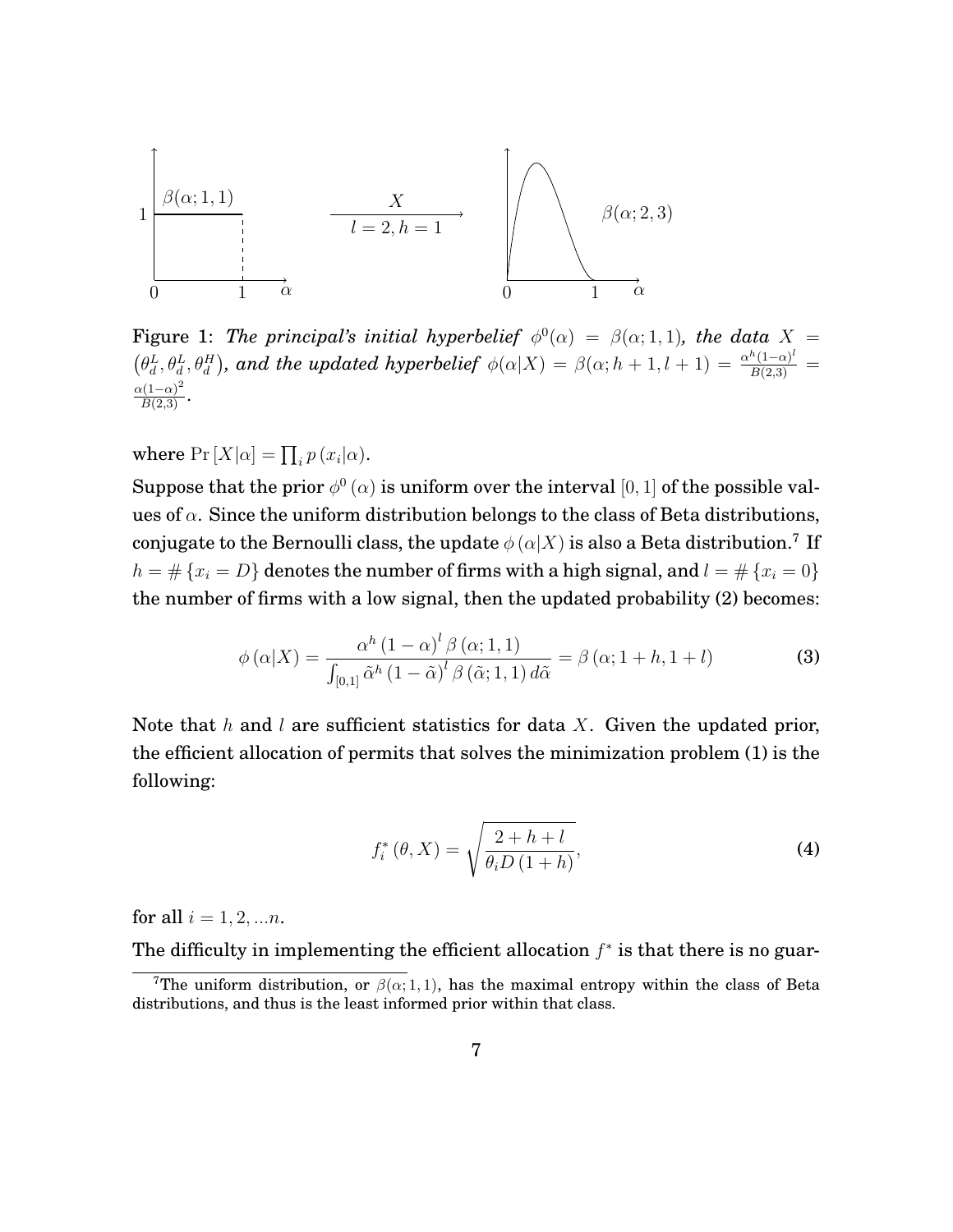Figure 1: *The principal's initial hyperbelief* $\phi^0(\alpha) = \beta(\alpha;1,1)$*, the data* $X = \left(\theta_d^L, \theta_d^L, \theta_d^H\right)$*, and the updated hyperbelief* $\phi(\alpha|X) = \beta(\alpha; h+1, l+1) = \frac{\alpha^h(1-\alpha)^l}{B(2,3)} = \frac{\alpha(1-\alpha)^2}{B(2,3)}$.

where $\Pr[X|\alpha] = \prod_i p(x_i|\alpha)$.

Suppose that the prior $\phi^0(\alpha)$ is uniform over the interval $[0,1]$ of the possible values of $\alpha$. Since the uniform distribution belongs to the class of Beta distributions, conjugate to the Bernoulli class, the update $\phi(\alpha|X)$ is also a Beta distribution.[7] If $h = \#\{x_i = D\}$ denotes the number of firms with a high signal, and $l = \#\{x_i = 0\}$ the number of firms with a low signal, then the updated probability (2) becomes:

$$\phi(\alpha|X) = \frac{\alpha^h (1-\alpha)^l \beta(\alpha;1,1)}{\int_{[0,1]} \tilde{\alpha}^h (1-\tilde{\alpha})^l \beta(\tilde{\alpha};1,1)\, d\tilde{\alpha}} = \beta(\alpha; 1+h, 1+l) \tag{3}$$

Note that $h$ and $l$ are sufficient statistics for data $X$. Given the updated prior, the efficient allocation of permits that solves the minimization problem (1) is the following:

$$f_i^*(\theta, X) = \sqrt{\frac{2+h+l}{\theta_i D(1+h)}}, \tag{4}$$

for all $i = 1, 2, ...n$.

The difficulty in implementing the efficient allocation $f^*$ is that there is no guar-

[7] The uniform distribution, or $\beta(\alpha;1,1)$, has the maximal entropy within the class of Beta distributions, and thus is the least informed prior within that class.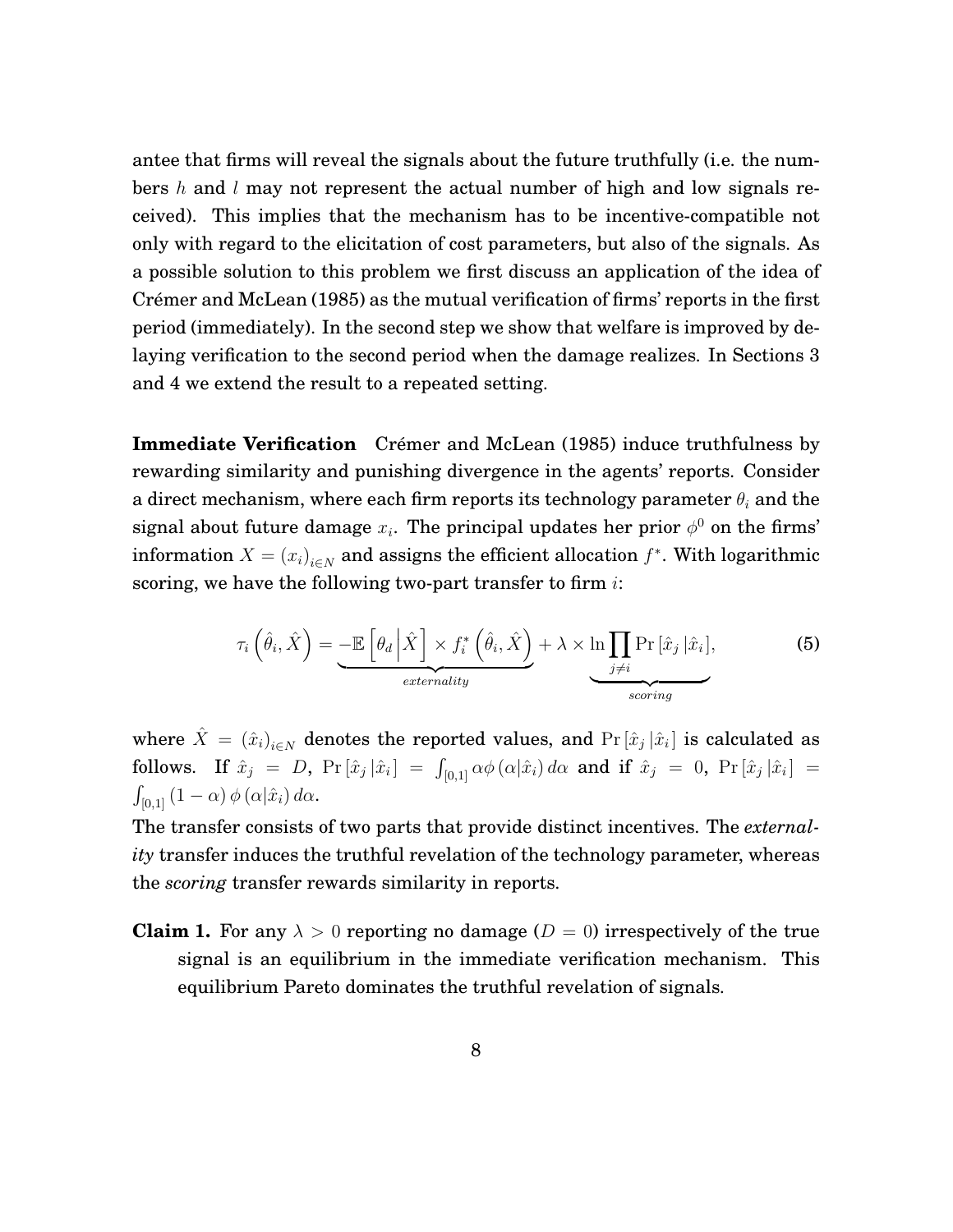antee that firms will reveal the signals about the future truthfully (i.e. the numbers $h$ and $l$ may not represent the actual number of high and low signals received). This implies that the mechanism has to be incentive-compatible not only with regard to the elicitation of cost parameters, but also of the signals. As a possible solution to this problem we first discuss an application of the idea of Crémer and McLean (1985) as the mutual verification of firms' reports in the first period (immediately). In the second step we show that welfare is improved by delaying verification to the second period when the damage realizes. In Sections 3 and 4 we extend the result to a repeated setting.

**Immediate Verification** Crémer and McLean (1985) induce truthfulness by rewarding similarity and punishing divergence in the agents' reports. Consider a direct mechanism, where each firm reports its technology parameter $\theta_i$ and the signal about future damage $x_i$. The principal updates her prior $\phi^0$ on the firms' information $X = (x_i)_{i \in N}$ and assigns the efficient allocation $f^*$. With logarithmic scoring, we have the following two-part transfer to firm $i$:

$$\tau_i\left(\hat{\theta}_i, \hat{X}\right) = \underbrace{-\mathbb{E}\left[\theta_d \middle| \hat{X}\right] \times f_i^*\left(\hat{\theta}_i, \hat{X}\right)}_{externality} + \underbrace{\lambda \times \ln \prod_{j \neq i} \Pr\left[\hat{x}_j \left| \hat{x}_i\right.\right]}_{scoring}, \tag{5}$$

where $\hat{X} = (\hat{x}_i)_{i \in N}$ denotes the reported values, and $\Pr\left[\hat{x}_j \left| \hat{x}_i\right.\right]$ is calculated as follows. If $\hat{x}_j = D$, $\Pr\left[\hat{x}_j \left| \hat{x}_i\right.\right] = \int_{[0,1]} \alpha \phi\left(\alpha | \hat{x}_i\right) d\alpha$ and if $\hat{x}_j = 0$, $\Pr\left[\hat{x}_j \left| \hat{x}_i\right.\right] = \int_{[0,1]} (1-\alpha)\, \phi\left(\alpha | \hat{x}_i\right) d\alpha$.

The transfer consists of two parts that provide distinct incentives. The *externality* transfer induces the truthful revelation of the technology parameter, whereas the *scoring* transfer rewards similarity in reports.

**Claim 1.** For any $\lambda > 0$ reporting no damage ($D = 0$) irrespectively of the true signal is an equilibrium in the immediate verification mechanism. This equilibrium Pareto dominates the truthful revelation of signals.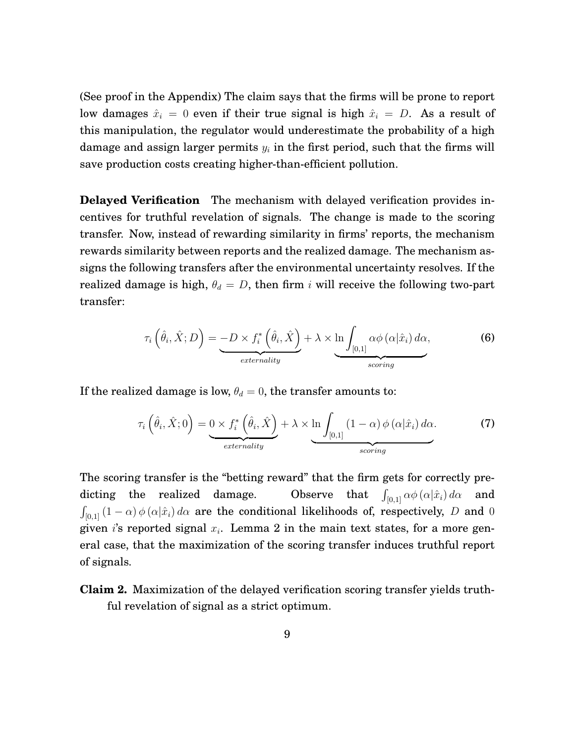(See proof in the Appendix) The claim says that the firms will be prone to report low damages $\hat{x}_i = 0$ even if their true signal is high $\hat{x}_i = D$. As a result of this manipulation, the regulator would underestimate the probability of a high damage and assign larger permits $y_i$ in the first period, such that the firms will save production costs creating higher-than-efficient pollution.

**Delayed Verification** The mechanism with delayed verification provides incentives for truthful revelation of signals. The change is made to the scoring transfer. Now, instead of rewarding similarity in firms' reports, the mechanism rewards similarity between reports and the realized damage. The mechanism assigns the following transfers after the environmental uncertainty resolves. If the realized damage is high, $\theta_d = D$, then firm $i$ will receive the following two-part transfer:

$$\tau_i\left(\hat{\theta}_i, \hat{X}; D\right) = \underbrace{-D \times f_i^*\left(\hat{\theta}_i, \hat{X}\right)}_{externality} + \lambda \times \underbrace{\ln \int_{[0,1]} \alpha \phi\left(\alpha | \hat{x}_i\right) d\alpha}_{scoring}, \tag{6}$$

If the realized damage is low, $\theta_d = 0$, the transfer amounts to:

$$\tau_i\left(\hat{\theta}_i, \hat{X}; 0\right) = \underbrace{0 \times f_i^*\left(\hat{\theta}_i, \hat{X}\right)}_{externality} + \lambda \times \underbrace{\ln \int_{[0,1]} (1-\alpha) \phi\left(\alpha | \hat{x}_i\right) d\alpha}_{scoring}. \tag{7}$$

The scoring transfer is the "betting reward" that the firm gets for correctly predicting the realized damage. Observe that $\int_{[0,1]} \alpha \phi\left(\alpha | \hat{x}_i\right) d\alpha$ and $\int_{[0,1]} (1-\alpha) \phi\left(\alpha | \hat{x}_i\right) d\alpha$ are the conditional likelihoods of, respectively, $D$ and $0$ given $i$'s reported signal $x_i$. Lemma 2 in the main text states, for a more general case, that the maximization of the scoring transfer induces truthful report of signals.

**Claim 2.** Maximization of the delayed verification scoring transfer yields truthful revelation of signal as a strict optimum.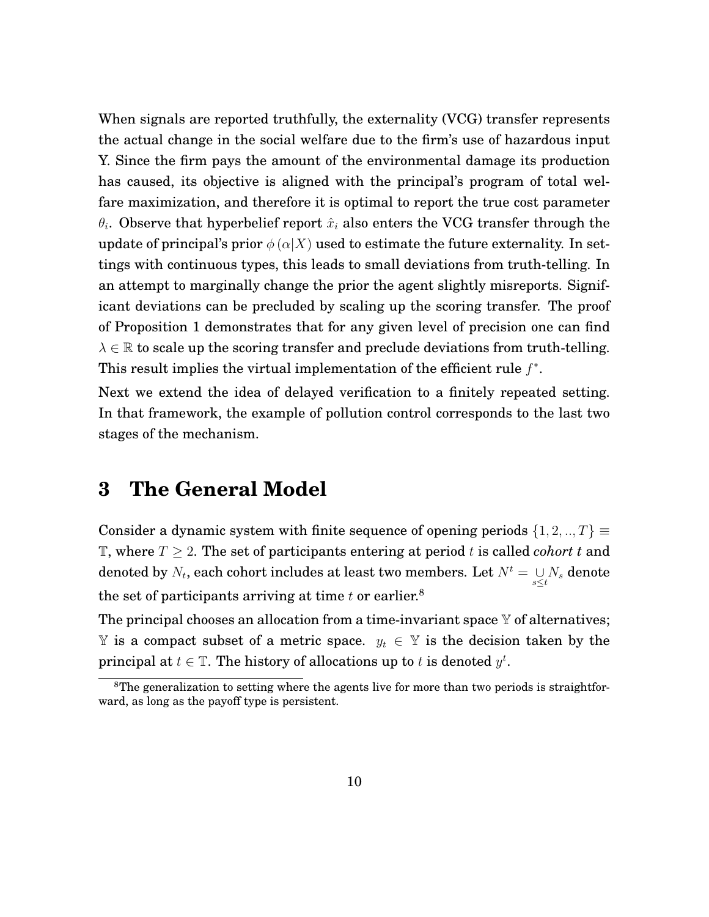When signals are reported truthfully, the externality (VCG) transfer represents the actual change in the social welfare due to the firm's use of hazardous input Y. Since the firm pays the amount of the environmental damage its production has caused, its objective is aligned with the principal's program of total welfare maximization, and therefore it is optimal to report the true cost parameter $\theta_i$. Observe that hyperbelief report $\hat{x}_i$ also enters the VCG transfer through the update of principal's prior $\phi(\alpha|X)$ used to estimate the future externality. In settings with continuous types, this leads to small deviations from truth-telling. In an attempt to marginally change the prior the agent slightly misreports. Significant deviations can be precluded by scaling up the scoring transfer. The proof of Proposition 1 demonstrates that for any given level of precision one can find $\lambda \in \mathbb{R}$ to scale up the scoring transfer and preclude deviations from truth-telling. This result implies the virtual implementation of the efficient rule $f^*$.

Next we extend the idea of delayed verification to a finitely repeated setting. In that framework, the example of pollution control corresponds to the last two stages of the mechanism.

# 3 The General Model

Consider a dynamic system with finite sequence of opening periods $\{1, 2, .., T\} \equiv \mathbb{T}$, where $T \geq 2$. The set of participants entering at period $t$ is called *cohort t* and denoted by $N_t$, each cohort includes at least two members. Let $N^t = \underset{s \leq t}{\cup} N_s$ denote the set of participants arriving at time $t$ or earlier.[8]

The principal chooses an allocation from a time-invariant space $\mathbb{Y}$ of alternatives; $\mathbb{Y}$ is a compact subset of a metric space. $y_t \in \mathbb{Y}$ is the decision taken by the principal at $t \in \mathbb{T}$. The history of allocations up to $t$ is denoted $y^t$.

[8]The generalization to setting where the agents live for more than two periods is straightforward, as long as the payoff type is persistent.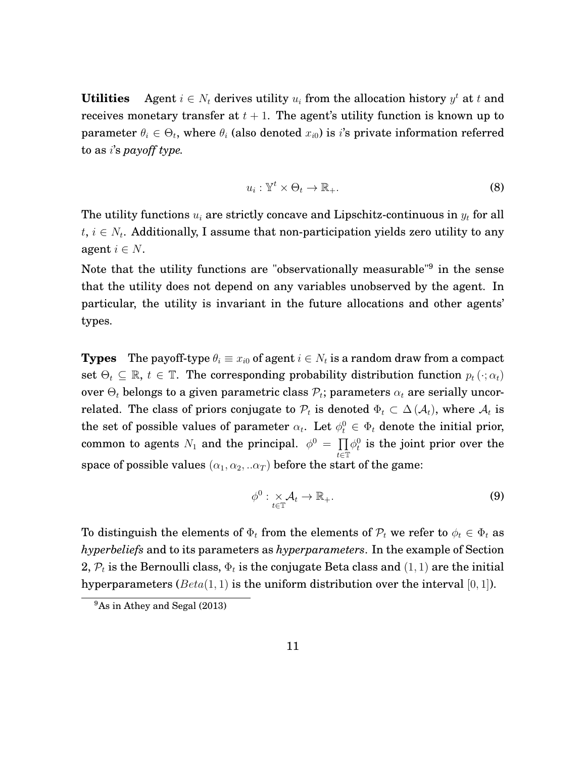**Utilities** Agent $i \in N_t$ derives utility $u_i$ from the allocation history $y^t$ at $t$ and receives monetary transfer at $t+1$. The agent's utility function is known up to parameter $\theta_i \in \Theta_t$, where $\theta_i$ (also denoted $x_{i0}$) is $i$'s private information referred to as $i$'s *payoff type.*

$$u_i : \mathbb{Y}^t \times \Theta_t \to \mathbb{R}_+. \tag{8}$$

The utility functions $u_i$ are strictly concave and Lipschitz-continuous in $y_t$ for all $t$, $i \in N_t$. Additionally, I assume that non-participation yields zero utility to any agent $i \in N$.

Note that the utility functions are "observationally measurable"[9] in the sense that the utility does not depend on any variables unobserved by the agent. In particular, the utility is invariant in the future allocations and other agents' types.

**Types** The payoff-type $\theta_i \equiv x_{i0}$ of agent $i \in N_t$ is a random draw from a compact set $\Theta_t \subseteq \mathbb{R}$, $t \in \mathbb{T}$. The corresponding probability distribution function $p_t(\cdot; \alpha_t)$ over $\Theta_t$ belongs to a given parametric class $\mathcal{P}_t$; parameters $\alpha_t$ are serially uncorrelated. The class of priors conjugate to $\mathcal{P}_t$ is denoted $\Phi_t \subset \Delta(\mathcal{A}_t)$, where $\mathcal{A}_t$ is the set of possible values of parameter $\alpha_t$. Let $\phi_t^0 \in \Phi_t$ denote the initial prior, common to agents $N_1$ and the principal. $\phi^0 = \prod_{t \in \mathbb{T}} \phi_t^0$ is the joint prior over the space of possible values $(\alpha_1, \alpha_2, ..\alpha_T)$ before the start of the game:

$$\phi^0 : \underset{t \in \mathbb{T}}{\times} \mathcal{A}_t \to \mathbb{R}_+. \tag{9}$$

To distinguish the elements of $\Phi_t$ from the elements of $\mathcal{P}_t$ we refer to $\phi_t \in \Phi_t$ as *hyperbeliefs* and to its parameters as *hyperparameters*. In the example of Section 2, $\mathcal{P}_t$ is the Bernoulli class, $\Phi_t$ is the conjugate Beta class and $(1,1)$ are the initial hyperparameters ($Beta(1,1)$ is the uniform distribution over the interval $[0,1]$).

[9] As in Athey and Segal (2013)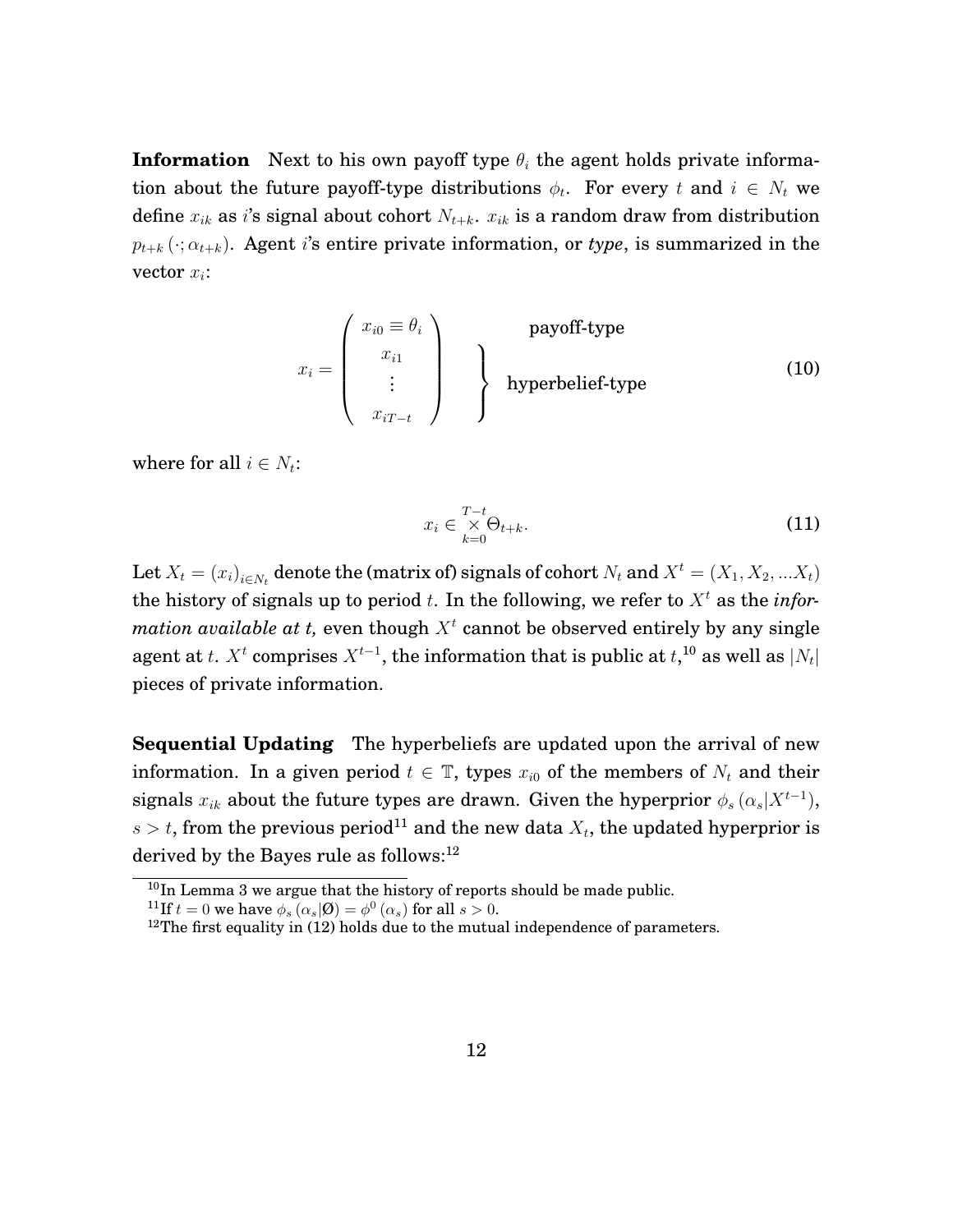**Information** Next to his own payoff type $\theta_i$ the agent holds private information about the future payoff-type distributions $\phi_t$. For every $t$ and $i \in N_t$ we define $x_{ik}$ as $i$'s signal about cohort $N_{t+k}$. $x_{ik}$ is a random draw from distribution $p_{t+k}(\cdot; \alpha_{t+k})$. Agent $i$'s entire private information, or *type*, is summarized in the vector $x_i$:

$$x_i = \begin{pmatrix} x_{i0} \equiv \theta_i \\ x_{i1} \\ \vdots \\ x_{iT-t} \end{pmatrix} \quad \begin{matrix} \text{payoff-type} \\ \left.\begin{matrix} \\ \\ \\ \end{matrix}\right\} \text{hyperbelief-type} \end{matrix} \tag{10}$$

where for all $i \in N_t$:

$$x_i \in \bigtimes_{k=0}^{T-t} \Theta_{t+k}. \tag{11}$$

Let $X_t = (x_i)_{i \in N_t}$ denote the (matrix of) signals of cohort $N_t$ and $X^t = (X_1, X_2, ...X_t)$ the history of signals up to period $t$. In the following, we refer to $X^t$ as the *information available at t,* even though $X^t$ cannot be observed entirely by any single agent at $t$. $X^t$ comprises $X^{t-1}$, the information that is public at $t$,[10] as well as $|N_t|$ pieces of private information.

**Sequential Updating** The hyperbeliefs are updated upon the arrival of new information. In a given period $t \in \mathbb{T}$, types $x_{i0}$ of the members of $N_t$ and their signals $x_{ik}$ about the future types are drawn. Given the hyperprior $\phi_s(\alpha_s | X^{t-1})$, $s > t$, from the previous period[11] and the new data $X_t$, the updated hyperprior is derived by the Bayes rule as follows:[12]

---

[10] In Lemma 3 we argue that the history of reports should be made public.

[11] If $t = 0$ we have $\phi_s(\alpha_s | \emptyset) = \phi^0(\alpha_s)$ for all $s > 0$.

[12] The first equality in (12) holds due to the mutual independence of parameters.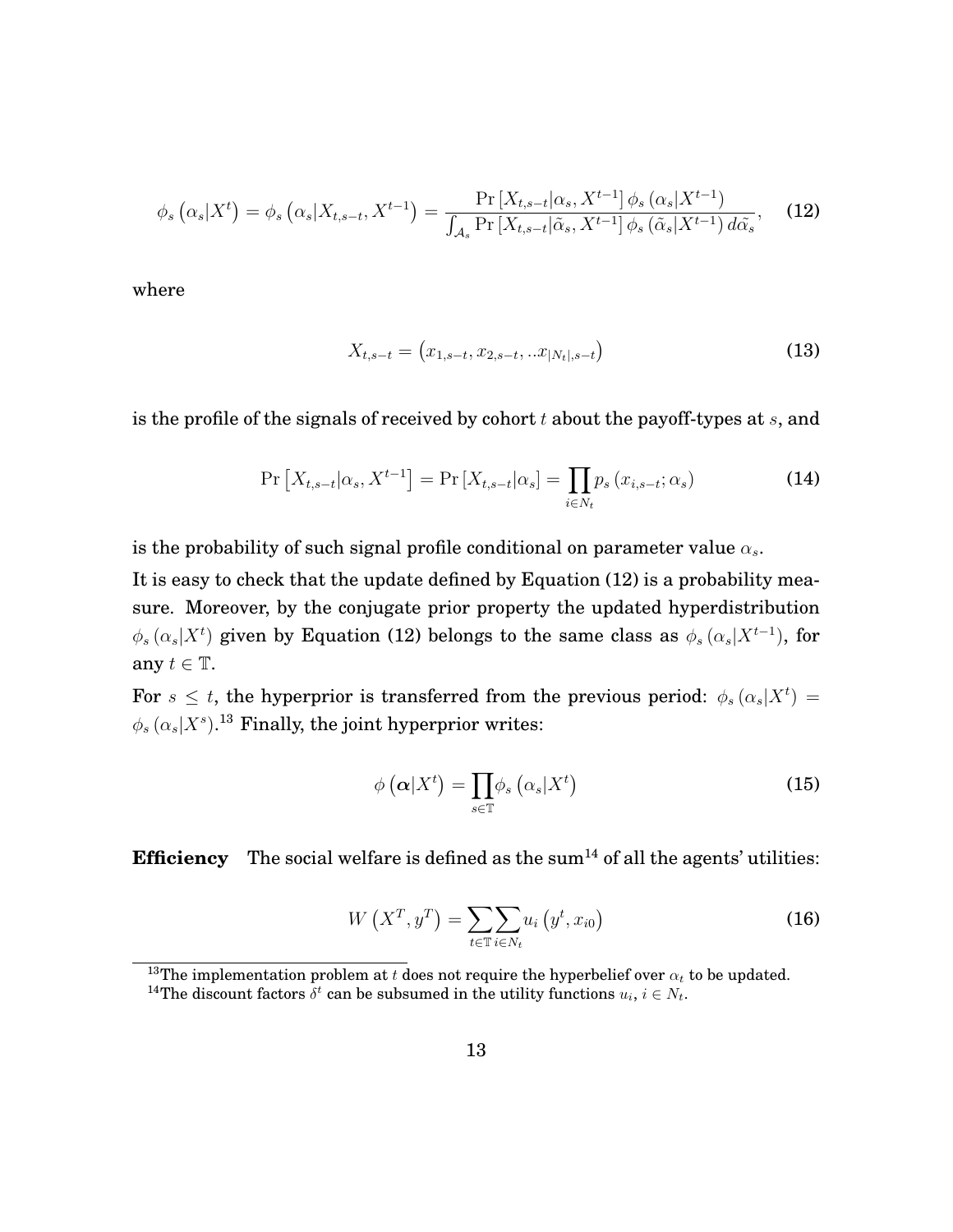$$\phi_s\left(\alpha_s|X^t\right) = \phi_s\left(\alpha_s|X_{t,s-t}, X^{t-1}\right) = \frac{\Pr\left[X_{t,s-t}|\alpha_s, X^{t-1}\right]\phi_s\left(\alpha_s|X^{t-1}\right)}{\int_{\mathcal{A}_s}\Pr\left[X_{t,s-t}|\tilde{\alpha}_s, X^{t-1}\right]\phi_s\left(\tilde{\alpha}_s|X^{t-1}\right)d\tilde{\alpha}_s}, \quad (12)$$

where

$$X_{t,s-t} = \left(x_{1,s-t}, x_{2,s-t}, ..x_{|N_t|,s-t}\right) \quad (13)$$

is the profile of the signals of received by cohort $t$ about the payoff-types at $s$, and

$$\Pr\left[X_{t,s-t}|\alpha_s, X^{t-1}\right] = \Pr\left[X_{t,s-t}|\alpha_s\right] = \prod_{i\in N_t} p_s\left(x_{i,s-t};\alpha_s\right) \quad (14)$$

is the probability of such signal profile conditional on parameter value $\alpha_s$.

It is easy to check that the update defined by Equation (12) is a probability measure. Moreover, by the conjugate prior property the updated hyperdistribution $\phi_s\left(\alpha_s|X^t\right)$ given by Equation (12) belongs to the same class as $\phi_s\left(\alpha_s|X^{t-1}\right)$, for any $t \in \mathbb{T}$.

For $s \leq t$, the hyperprior is transferred from the previous period: $\phi_s\left(\alpha_s|X^t\right) = \phi_s\left(\alpha_s|X^s\right)$.[13] Finally, the joint hyperprior writes:

$$\phi\left(\boldsymbol{\alpha}|X^t\right) = \prod_{s\in\mathbb{T}}\phi_s\left(\alpha_s|X^t\right) \quad (15)$$

**Efficiency** The social welfare is defined as the sum[14] of all the agents' utilities:

$$W\left(X^T, y^T\right) = \sum_{t\in\mathbb{T}}\sum_{i\in N_t} u_i\left(y^t, x_{i0}\right) \quad (16)$$

[13] The implementation problem at $t$ does not require the hyperbelief over $\alpha_t$ to be updated.

[14] The discount factors $\delta^t$ can be subsumed in the utility functions $u_i$, $i \in N_t$.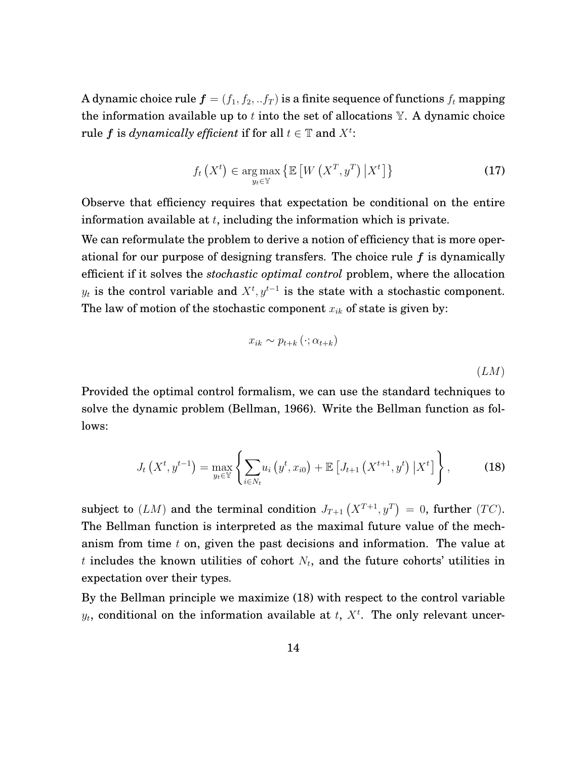A dynamic choice rule $\boldsymbol{f} = (f_1, f_2, ..f_T)$ is a finite sequence of functions $f_t$ mapping the information available up to $t$ into the set of allocations $\mathbb{Y}$. A dynamic choice rule $\boldsymbol{f}$ is *dynamically efficient* if for all $t \in \mathbb{T}$ and $X^t$:

$$f_t\left(X^t\right) \in \underset{y_t \in \mathbb{Y}}{\arg\max} \left\{ \mathbb{E}\left[W\left(X^T, y^T\right) \middle| X^t\right]\right\} \tag{17}$$

Observe that efficiency requires that expectation be conditional on the entire information available at $t$, including the information which is private.

We can reformulate the problem to derive a notion of efficiency that is more operational for our purpose of designing transfers. The choice rule $\boldsymbol{f}$ is dynamically efficient if it solves the *stochastic optimal control* problem, where the allocation $y_t$ is the control variable and $X^t, y^{t-1}$ is the state with a stochastic component. The law of motion of the stochastic component $x_{ik}$ of state is given by:

$$x_{ik} \sim p_{t+k}\left(\cdot; \alpha_{t+k}\right) \tag{LM}$$

Provided the optimal control formalism, we can use the standard techniques to solve the dynamic problem (Bellman, 1966). Write the Bellman function as follows:

$$J_t\left(X^t, y^{t-1}\right) = \max_{y_t \in \mathbb{Y}} \left\{ \sum_{i \in N_t} u_i\left(y^t, x_{i0}\right) + \mathbb{E}\left[J_{t+1}\left(X^{t+1}, y^t\right) \middle| X^t\right]\right\}, \tag{18}$$

subject to $(LM)$ and the terminal condition $J_{T+1}\left(X^{T+1}, y^T\right) = 0$, further $(TC)$. The Bellman function is interpreted as the maximal future value of the mechanism from time $t$ on, given the past decisions and information. The value at $t$ includes the known utilities of cohort $N_t$, and the future cohorts' utilities in expectation over their types.

By the Bellman principle we maximize (18) with respect to the control variable $y_t$, conditional on the information available at $t$, $X^t$. The only relevant uncer-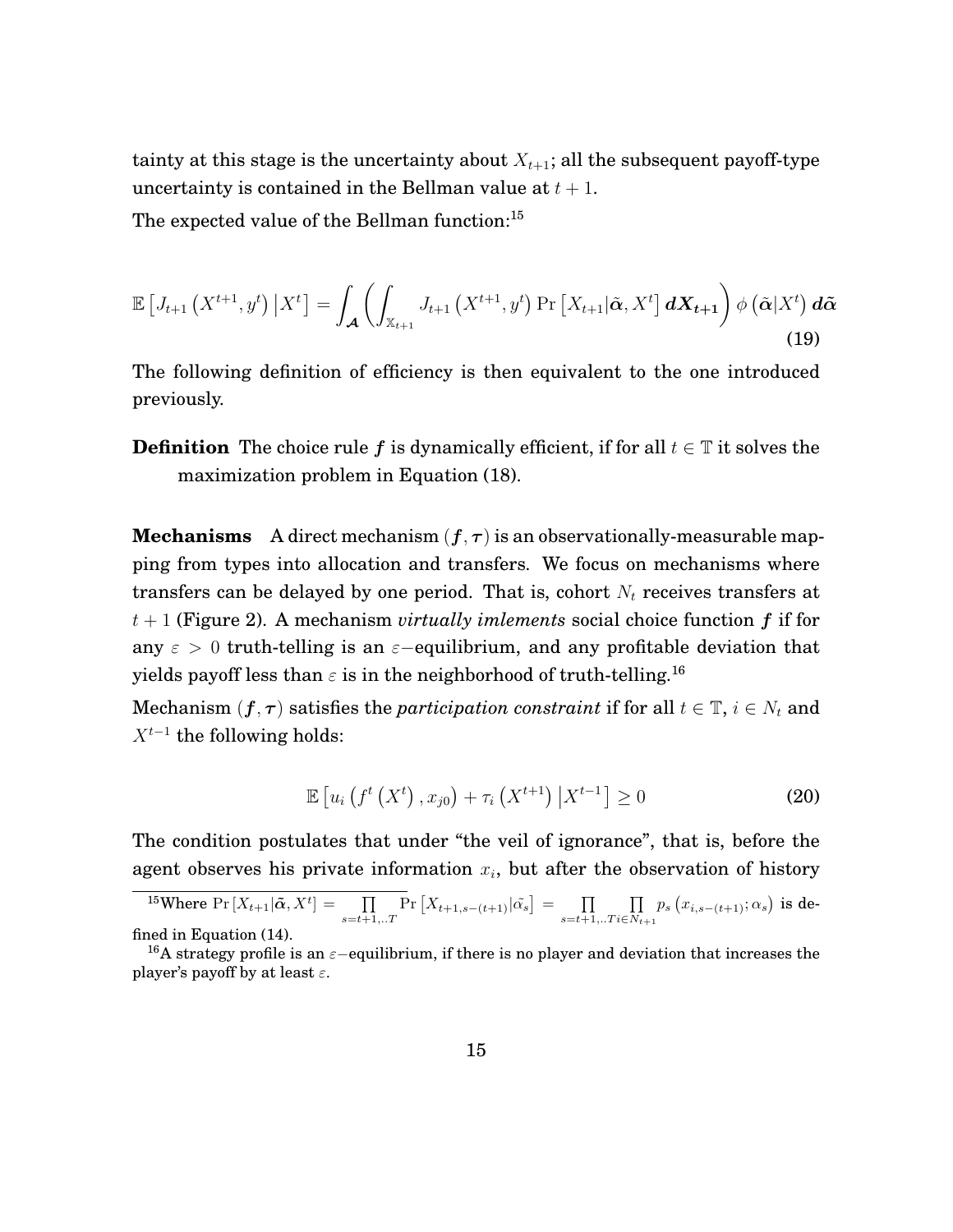tainty at this stage is the uncertainty about $X_{t+1}$; all the subsequent payoff-type uncertainty is contained in the Bellman value at $t+1$.

The expected value of the Bellman function:[15]

$$\mathbb{E}\left[J_{t+1}\left(X^{t+1}, y^t\right) \big| X^t\right] = \int_{\boldsymbol{\mathcal{A}}} \left( \int_{\mathbb{X}_{t+1}} J_{t+1}\left(X^{t+1}, y^t\right) \Pr\left[X_{t+1}|\tilde{\boldsymbol{\alpha}}, X^t\right] \boldsymbol{dX_{t+1}} \right) \phi\left(\tilde{\boldsymbol{\alpha}}|X^t\right) \boldsymbol{d\tilde{\alpha}} \tag{19}$$

The following definition of efficiency is then equivalent to the one introduced previously.

**Definition** The choice rule $\boldsymbol{f}$ is dynamically efficient, if for all $t \in \mathbb{T}$ it solves the maximization problem in Equation (18).

**Mechanisms** A direct mechanism $(\boldsymbol{f}, \boldsymbol{\tau})$ is an observationally-measurable mapping from types into allocation and transfers. We focus on mechanisms where transfers can be delayed by one period. That is, cohort $N_t$ receives transfers at $t+1$ (Figure 2). A mechanism *virtually imlements* social choice function $\boldsymbol{f}$ if for any $\varepsilon > 0$ truth-telling is an $\varepsilon-$equilibrium, and any profitable deviation that yields payoff less than $\varepsilon$ is in the neighborhood of truth-telling.[16]

Mechanism $(\boldsymbol{f}, \boldsymbol{\tau})$ satisfies the *participation constraint* if for all $t \in \mathbb{T}$, $i \in N_t$ and $X^{t-1}$ the following holds:

$$\mathbb{E}\left[u_i\left(f^t\left(X^t\right), x_{j0}\right) + \tau_i\left(X^{t+1}\right) \big| X^{t-1}\right] \geq 0 \tag{20}$$

The condition postulates that under "the veil of ignorance", that is, before the agent observes his private information $x_i$, but after the observation of history

[15] Where $\Pr\left[X_{t+1}|\tilde{\boldsymbol{\alpha}}, X^t\right] = \prod_{s=t+1,..T} \Pr\left[X_{t+1,s-(t+1)}|\tilde{\alpha_s}\right] = \prod_{s=t+1,..T} \prod_{i \in N_{t+1}} p_s\left(x_{i,s-(t+1)}; \alpha_s\right)$ is defined in Equation (14).

[16] A strategy profile is an $\varepsilon-$equilibrium, if there is no player and deviation that increases the player's payoff by at least $\varepsilon$.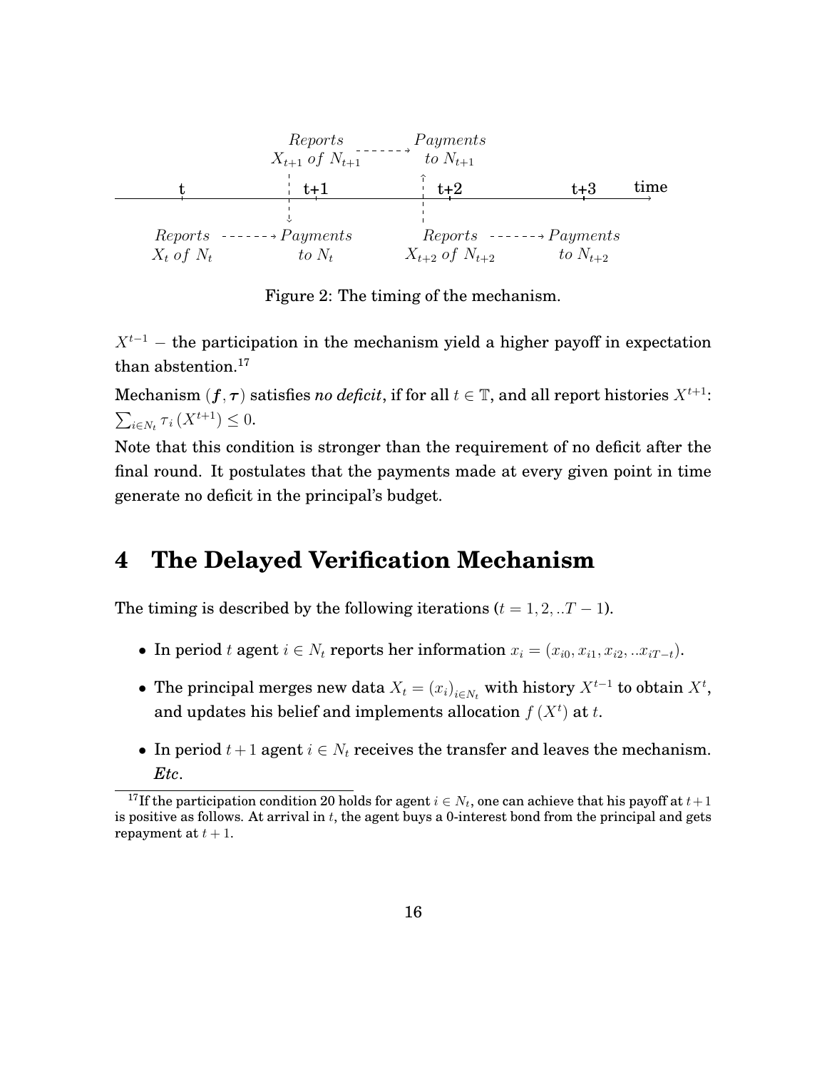Figure 2: The timing of the mechanism.

$X^{t-1}$ – the participation in the mechanism yield a higher payoff in expectation than abstention.[17]

Mechanism $(\boldsymbol{f}, \boldsymbol{\tau})$ satisfies *no deficit*, if for all $t \in \mathbb{T}$, and all report histories $X^{t+1}$: $\sum_{i \in N_t} \tau_i \left( X^{t+1} \right) \leq 0$.

Note that this condition is stronger than the requirement of no deficit after the final round. It postulates that the payments made at every given point in time generate no deficit in the principal's budget.

# 4 The Delayed Verification Mechanism

The timing is described by the following iterations ($t = 1, 2, ..T-1$).

- In period $t$ agent $i \in N_t$ reports her information $x_i = (x_{i0}, x_{i1}, x_{i2}, ..x_{iT-t})$.
- The principal merges new data $X_t = (x_i)_{i \in N_t}$ with history $X^{t-1}$ to obtain $X^t$, and updates his belief and implements allocation $f(X^t)$ at $t$.
- In period $t+1$ agent $i \in N_t$ receives the transfer and leaves the mechanism. *Etc*.

[17] If the participation condition 20 holds for agent $i \in N_t$, one can achieve that his payoff at $t+1$ is positive as follows. At arrival in $t$, the agent buys a 0-interest bond from the principal and gets repayment at $t+1$.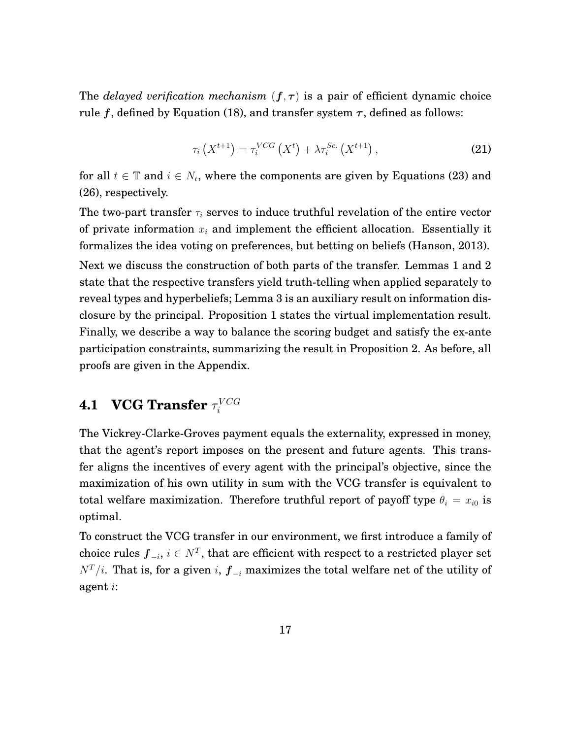The *delayed verification mechanism* $(\boldsymbol{f}, \boldsymbol{\tau})$ is a pair of efficient dynamic choice rule $\boldsymbol{f}$, defined by Equation (18), and transfer system $\boldsymbol{\tau}$, defined as follows:

$$\tau_i\left(X^{t+1}\right) = \tau_i^{VCG}\left(X^t\right) + \lambda \tau_i^{Sc.}\left(X^{t+1}\right), \tag{21}$$

for all $t \in \mathbb{T}$ and $i \in N_t$, where the components are given by Equations (23) and (26), respectively.

The two-part transfer $\tau_i$ serves to induce truthful revelation of the entire vector of private information $x_i$ and implement the efficient allocation. Essentially it formalizes the idea voting on preferences, but betting on beliefs (Hanson, 2013).

Next we discuss the construction of both parts of the transfer. Lemmas 1 and 2 state that the respective transfers yield truth-telling when applied separately to reveal types and hyperbeliefs; Lemma 3 is an auxiliary result on information disclosure by the principal. Proposition 1 states the virtual implementation result. Finally, we describe a way to balance the scoring budget and satisfy the ex-ante participation constraints, summarizing the result in Proposition 2. As before, all proofs are given in the Appendix.

## 4.1 VCG Transfer $\tau_i^{VCG}$

The Vickrey-Clarke-Groves payment equals the externality, expressed in money, that the agent's report imposes on the present and future agents. This transfer aligns the incentives of every agent with the principal's objective, since the maximization of his own utility in sum with the VCG transfer is equivalent to total welfare maximization. Therefore truthful report of payoff type $\theta_i = x_{i0}$ is optimal.

To construct the VCG transfer in our environment, we first introduce a family of choice rules $\boldsymbol{f}_{-i}$, $i \in N^T$, that are efficient with respect to a restricted player set $N^T/i$. That is, for a given $i$, $\boldsymbol{f}_{-i}$ maximizes the total welfare net of the utility of agent $i$: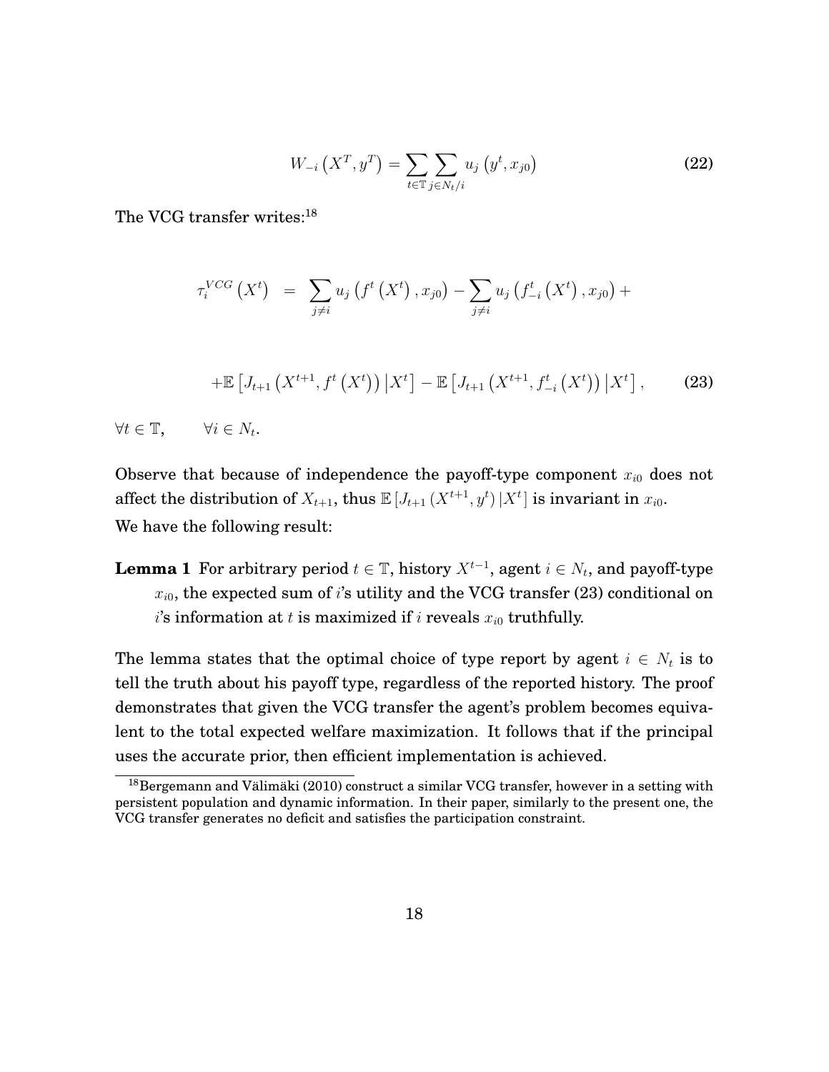$$W_{-i}\left(X^{T}, y^{T}\right)=\sum_{t \in \mathbb{T}} \sum_{j \in N_{t}/i} u_{j}\left(y^{t}, x_{j0}\right) \tag{22}$$

The VCG transfer writes:[18]

$$\begin{aligned}
\tau_{i}^{VCG}\left(X^{t}\right) &= \sum_{j \neq i} u_{j}\left(f^{t}\left(X^{t}\right), x_{j0}\right)-\sum_{j \neq i} u_{j}\left(f_{-i}^{t}\left(X^{t}\right), x_{j0}\right)+ \\
&+\mathbb{E}\left[J_{t+1}\left(X^{t+1}, f^{t}\left(X^{t}\right)\right) \middle| X^{t}\right]-\mathbb{E}\left[J_{t+1}\left(X^{t+1}, f_{-i}^{t}\left(X^{t}\right)\right) \middle| X^{t}\right],
\end{aligned} \tag{23}$$

$\forall t \in \mathbb{T}, \qquad \forall i \in N_{t}$.

Observe that because of independence the payoff-type component $x_{i0}$ does not affect the distribution of $X_{t+1}$, thus $\mathbb{E}\left[J_{t+1}\left(X^{t+1}, y^{t}\right) | X^{t}\right]$ is invariant in $x_{i0}$.
We have the following result:

**Lemma 1** For arbitrary period $t \in \mathbb{T}$, history $X^{t-1}$, agent $i \in N_{t}$, and payoff-type $x_{i0}$, the expected sum of $i$'s utility and the VCG transfer (23) conditional on $i$'s information at $t$ is maximized if $i$ reveals $x_{i0}$ truthfully.

The lemma states that the optimal choice of type report by agent $i \in N_{t}$ is to tell the truth about his payoff type, regardless of the reported history. The proof demonstrates that given the VCG transfer the agent's problem becomes equivalent to the total expected welfare maximization. It follows that if the principal uses the accurate prior, then efficient implementation is achieved.

[18] Bergemann and Välimäki (2010) construct a similar VCG transfer, however in a setting with persistent population and dynamic information. In their paper, similarly to the present one, the VCG transfer generates no deficit and satisfies the participation constraint.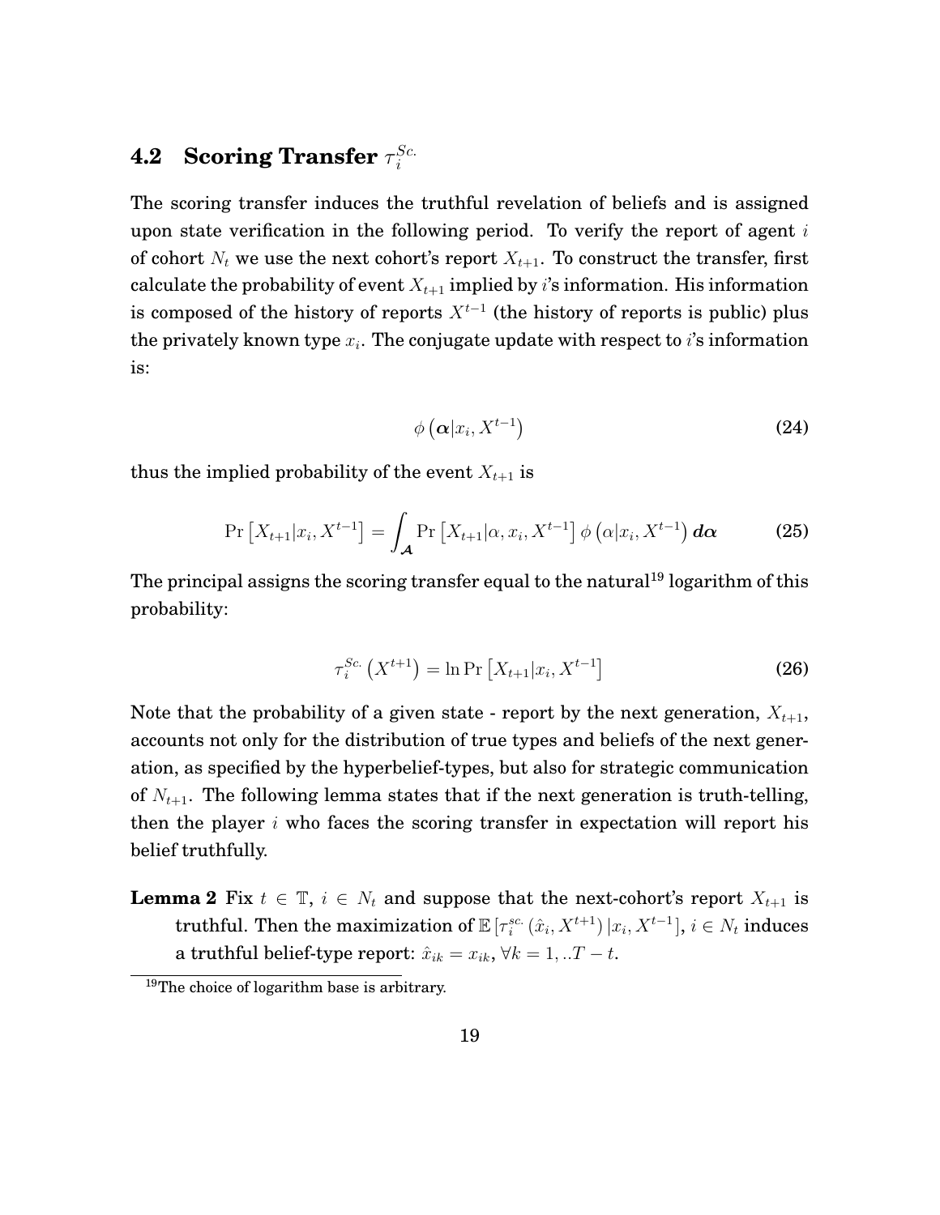## 4.2 Scoring Transfer $\tau_i^{Sc.}$

The scoring transfer induces the truthful revelation of beliefs and is assigned upon state verification in the following period. To verify the report of agent $i$ of cohort $N_t$ we use the next cohort's report $X_{t+1}$. To construct the transfer, first calculate the probability of event $X_{t+1}$ implied by $i$'s information. His information is composed of the history of reports $X^{t-1}$ (the history of reports is public) plus the privately known type $x_i$. The conjugate update with respect to $i$'s information is:

$$\phi\left(\boldsymbol{\alpha}|x_i, X^{t-1}\right) \tag{24}$$

thus the implied probability of the event $X_{t+1}$ is

$$\Pr\left[X_{t+1}|x_i, X^{t-1}\right] = \int_{\boldsymbol{\mathcal{A}}} \Pr\left[X_{t+1}|\alpha, x_i, X^{t-1}\right] \phi\left(\alpha|x_i, X^{t-1}\right) \boldsymbol{d\alpha} \tag{25}$$

The principal assigns the scoring transfer equal to the natural[19] logarithm of this probability:

$$\tau_i^{Sc.}\left(X^{t+1}\right) = \ln \Pr\left[X_{t+1}|x_i, X^{t-1}\right] \tag{26}$$

Note that the probability of a given state - report by the next generation, $X_{t+1}$, accounts not only for the distribution of true types and beliefs of the next generation, as specified by the hyperbelief-types, but also for strategic communication of $N_{t+1}$. The following lemma states that if the next generation is truth-telling, then the player $i$ who faces the scoring transfer in expectation will report his belief truthfully.

**Lemma 2** Fix $t \in \mathbb{T}$, $i \in N_t$ and suppose that the next-cohort's report $X_{t+1}$ is truthful. Then the maximization of $\mathbb{E}\left[\tau_i^{sc.}\left(\hat{x}_i, X^{t+1}\right)|x_i, X^{t-1}\right]$, $i \in N_t$ induces a truthful belief-type report: $\hat{x}_{ik} = x_{ik}$, $\forall k = 1, ..T - t$.

---

[19] The choice of logarithm base is arbitrary.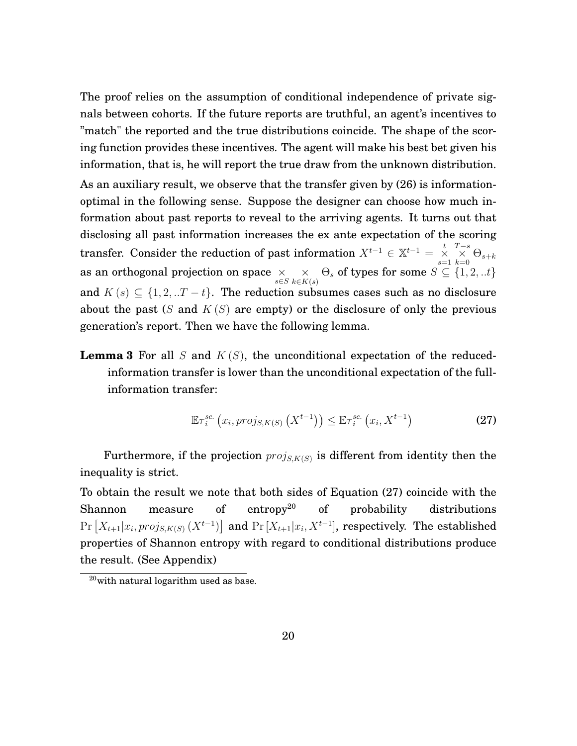The proof relies on the assumption of conditional independence of private signals between cohorts. If the future reports are truthful, an agent's incentives to "match" the reported and the true distributions coincide. The shape of the scoring function provides these incentives. The agent will make his best bet given his information, that is, he will report the true draw from the unknown distribution.

As an auxiliary result, we observe that the transfer given by (26) is information-optimal in the following sense. Suppose the designer can choose how much information about past reports to reveal to the arriving agents. It turns out that disclosing all past information increases the ex ante expectation of the scoring transfer. Consider the reduction of past information $X^{t-1} \in \mathbb{X}^{t-1} = \underset{s=1}{\overset{t}{\times}} \underset{k=0}{\overset{T-s}{\times}} \Theta_{s+k}$ as an orthogonal projection on space $\underset{s \in S}{\times} \underset{k \in K(s)}{\times} \Theta_s$ of types for some $S \subseteq \{1, 2, ..t\}$ and $K(s) \subseteq \{1, 2, ..T-t\}$. The reduction subsumes cases such as no disclosure about the past ($S$ and $K(S)$ are empty) or the disclosure of only the previous generation's report. Then we have the following lemma.

**Lemma 3** For all $S$ and $K(S)$, the unconditional expectation of the reduced-information transfer is lower than the unconditional expectation of the full-information transfer:

$$\mathbb{E}\tau_i^{sc.}\left(x_i, proj_{S,K(S)}\left(X^{t-1}\right)\right) \leq \mathbb{E}\tau_i^{sc.}\left(x_i, X^{t-1}\right) \tag{27}$$

Furthermore, if the projection $proj_{S,K(S)}$ is different from identity then the inequality is strict.

To obtain the result we note that both sides of Equation (27) coincide with the Shannon measure of entropy[20] of probability distributions $\Pr\left[X_{t+1}|x_i, proj_{S,K(S)}\left(X^{t-1}\right)\right]$ and $\Pr\left[X_{t+1}|x_i, X^{t-1}\right]$, respectively. The established properties of Shannon entropy with regard to conditional distributions produce the result. (See Appendix)

[20] with natural logarithm used as base.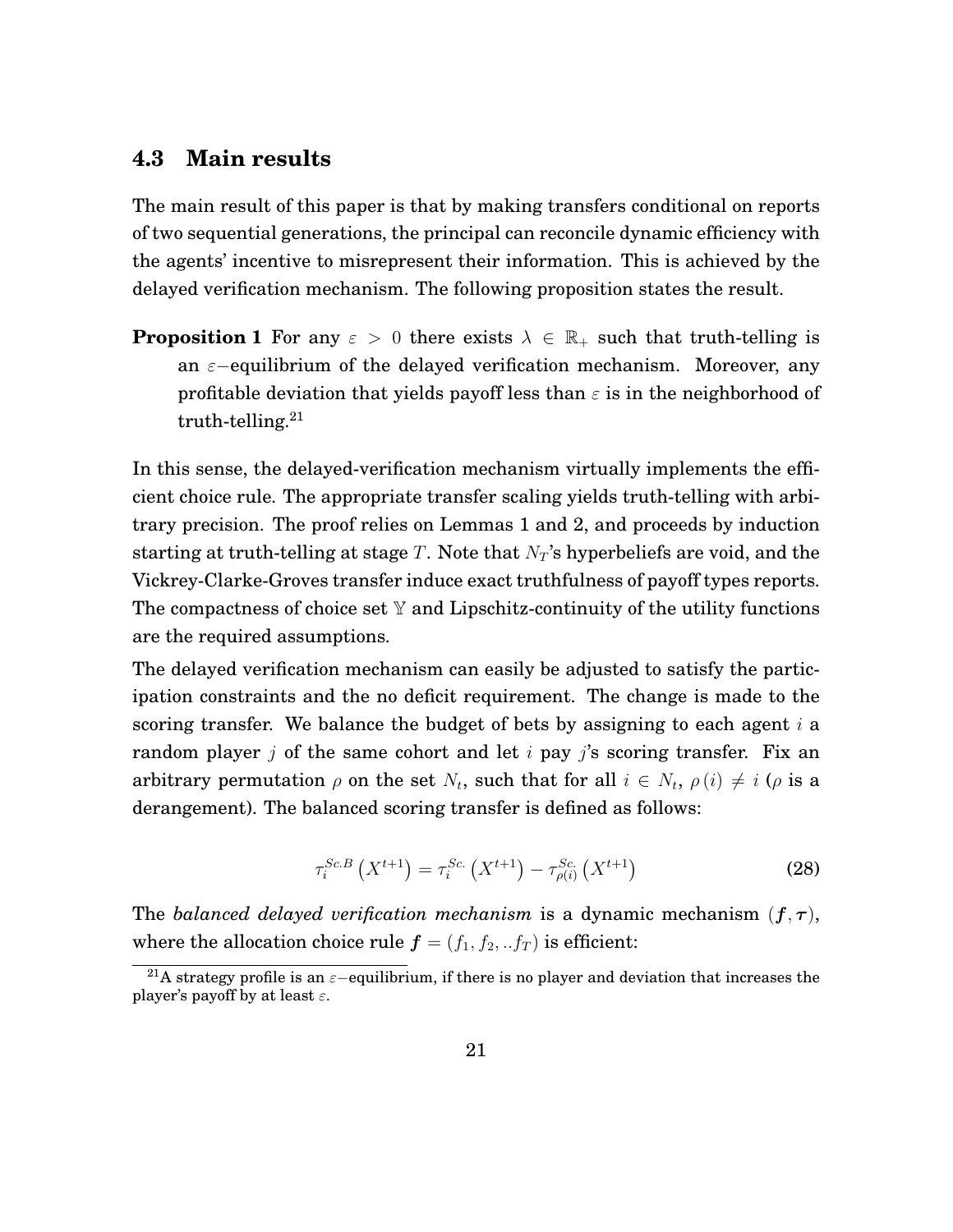### 4.3 Main results

The main result of this paper is that by making transfers conditional on reports of two sequential generations, the principal can reconcile dynamic efficiency with the agents' incentive to misrepresent their information. This is achieved by the delayed verification mechanism. The following proposition states the result.

**Proposition 1** For any $\varepsilon > 0$ there exists $\lambda \in \mathbb{R}_+$ such that truth-telling is an $\varepsilon-$equilibrium of the delayed verification mechanism. Moreover, any profitable deviation that yields payoff less than $\varepsilon$ is in the neighborhood of truth-telling.[21]

In this sense, the delayed-verification mechanism virtually implements the efficient choice rule. The appropriate transfer scaling yields truth-telling with arbitrary precision. The proof relies on Lemmas 1 and 2, and proceeds by induction starting at truth-telling at stage $T$. Note that $N_T$'s hyperbeliefs are void, and the Vickrey-Clarke-Groves transfer induce exact truthfulness of payoff types reports. The compactness of choice set $\mathbb{Y}$ and Lipschitz-continuity of the utility functions are the required assumptions.

The delayed verification mechanism can easily be adjusted to satisfy the participation constraints and the no deficit requirement. The change is made to the scoring transfer. We balance the budget of bets by assigning to each agent $i$ a random player $j$ of the same cohort and let $i$ pay $j$'s scoring transfer. Fix an arbitrary permutation $\rho$ on the set $N_t$, such that for all $i \in N_t$, $\rho(i) \neq i$ ($\rho$ is a derangement). The balanced scoring transfer is defined as follows:

$$\tau_i^{Sc.B}\left(X^{t+1}\right) = \tau_i^{Sc.}\left(X^{t+1}\right) - \tau_{\rho(i)}^{Sc.}\left(X^{t+1}\right) \tag{28}$$

The *balanced delayed verification mechanism* is a dynamic mechanism $(\boldsymbol{f}, \boldsymbol{\tau})$, where the allocation choice rule $\boldsymbol{f} = (f_1, f_2, ..f_T)$ is efficient:

[21] A strategy profile is an $\varepsilon-$equilibrium, if there is no player and deviation that increases the player's payoff by at least $\varepsilon$.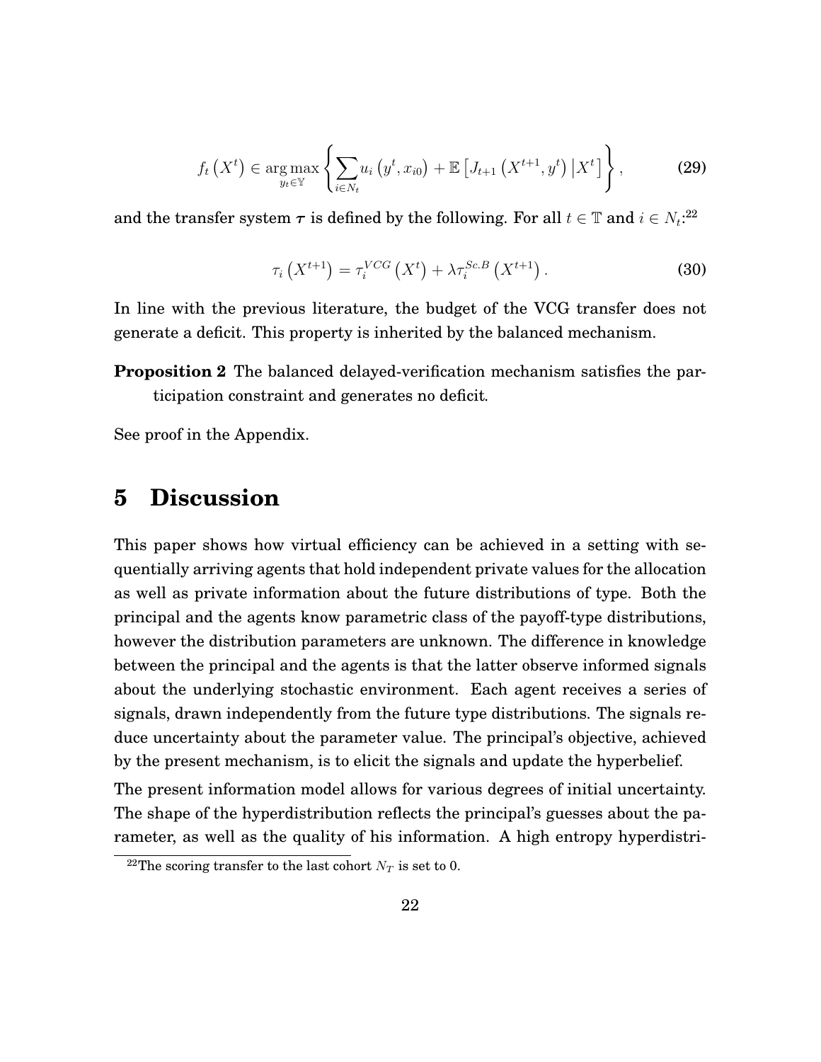$$f_t\left(X^t\right) \in \underset{y_t \in \mathbb{Y}}{\arg\max} \left\{ \sum_{i \in N_t} u_i\left(y^t, x_{i0}\right) + \mathbb{E}\left[J_{t+1}\left(X^{t+1}, y^t\right) \middle| X^t\right] \right\}, \tag{29}$$

and the transfer system $\boldsymbol{\tau}$ is defined by the following. For all $t \in \mathbb{T}$ and $i \in N_t$:[22]

$$\tau_i\left(X^{t+1}\right) = \tau_i^{VCG}\left(X^t\right) + \lambda \tau_i^{Sc.B}\left(X^{t+1}\right). \tag{30}$$

In line with the previous literature, the budget of the VCG transfer does not generate a deficit. This property is inherited by the balanced mechanism.

**Proposition 2** The balanced delayed-verification mechanism satisfies the participation constraint and generates no deficit.

See proof in the Appendix.

# 5 Discussion

This paper shows how virtual efficiency can be achieved in a setting with sequentially arriving agents that hold independent private values for the allocation as well as private information about the future distributions of type. Both the principal and the agents know parametric class of the payoff-type distributions, however the distribution parameters are unknown. The difference in knowledge between the principal and the agents is that the latter observe informed signals about the underlying stochastic environment. Each agent receives a series of signals, drawn independently from the future type distributions. The signals reduce uncertainty about the parameter value. The principal's objective, achieved by the present mechanism, is to elicit the signals and update the hyperbelief.

The present information model allows for various degrees of initial uncertainty. The shape of the hyperdistribution reflects the principal's guesses about the parameter, as well as the quality of his information. A high entropy hyperdistri-

[22] The scoring transfer to the last cohort $N_T$ is set to 0.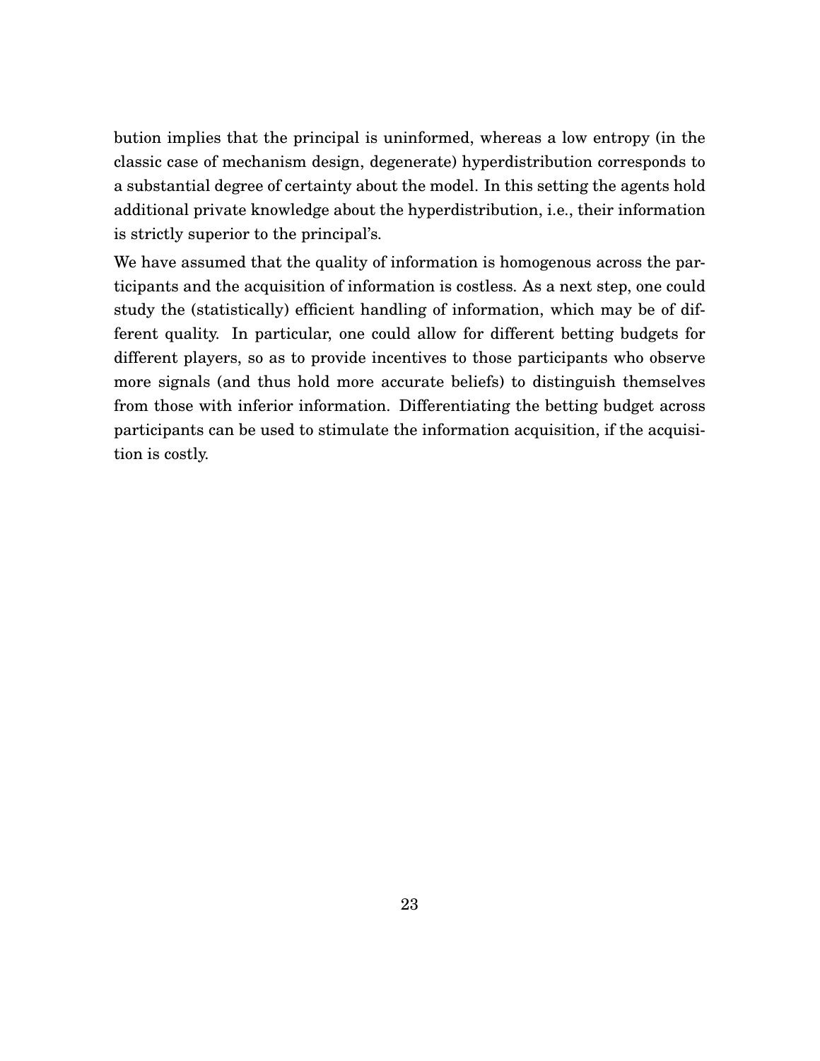bution implies that the principal is uninformed, whereas a low entropy (in the classic case of mechanism design, degenerate) hyperdistribution corresponds to a substantial degree of certainty about the model. In this setting the agents hold additional private knowledge about the hyperdistribution, i.e., their information is strictly superior to the principal's.

We have assumed that the quality of information is homogenous across the participants and the acquisition of information is costless. As a next step, one could study the (statistically) efficient handling of information, which may be of different quality. In particular, one could allow for different betting budgets for different players, so as to provide incentives to those participants who observe more signals (and thus hold more accurate beliefs) to distinguish themselves from those with inferior information. Differentiating the betting budget across participants can be used to stimulate the information acquisition, if the acquisition is costly.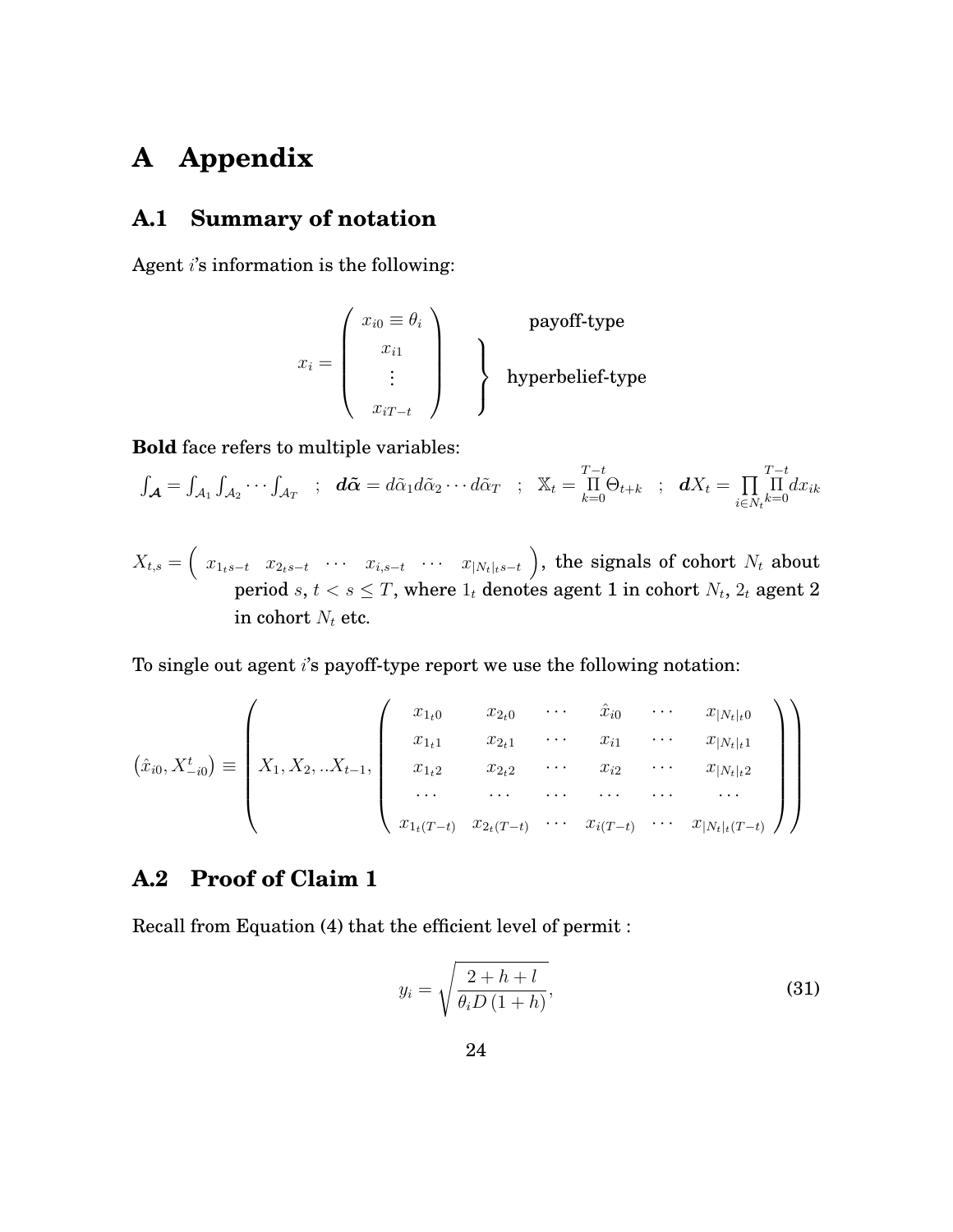# A Appendix

## A.1 Summary of notation

Agent $i$'s information is the following:

$$x_i = \begin{pmatrix} x_{i0} \equiv \theta_i \\ x_{i1} \\ \vdots \\ x_{iT-t} \end{pmatrix} \quad \begin{matrix} \text{payoff-type} \\ \left.\begin{matrix} \\ \\ \\ \end{matrix}\right\} \text{hyperbelief-type} \end{matrix}$$

**Bold** face refers to multiple variables:

$\int_{\boldsymbol{\mathcal{A}}} = \int_{\mathcal{A}_1} \int_{\mathcal{A}_2} \cdots \int_{\mathcal{A}_T}$ ; $\boldsymbol{d\tilde{\alpha}} = d\tilde{\alpha}_1 d\tilde{\alpha}_2 \cdots d\tilde{\alpha}_T$ ; $\mathbb{X}_t = \prod_{k=0}^{T-t} \Theta_{t+k}$ ; $\boldsymbol{d}X_t = \prod_{i \in N_t} \prod_{k=0}^{T-t} dx_{ik}$

$X_{t,s} = \begin{pmatrix} x_{1_t s-t} & x_{2_t s-t} & \cdots & x_{i,s-t} & \cdots & x_{|N_t|_t s-t} \end{pmatrix}$, the signals of cohort $N_t$ about period $s$, $t < s \leq T$, where $1_t$ denotes agent 1 in cohort $N_t$, $2_t$ agent 2 in cohort $N_t$ etc.

To single out agent $i$'s payoff-type report we use the following notation:

$$\left(\hat{x}_{i0}, X^t_{-i0}\right) \equiv \left( X_1, X_2, ..X_{t-1}, \begin{pmatrix} x_{1_t 0} & x_{2_t 0} & \cdots & \hat{x}_{i0} & \cdots & x_{|N_t|_t 0} \\ x_{1_t 1} & x_{2_t 1} & \cdots & x_{i1} & \cdots & x_{|N_t|_t 1} \\ x_{1_t 2} & x_{2_t 2} & \cdots & x_{i2} & \cdots & x_{|N_t|_t 2} \\ \cdots & \cdots & \cdots & \cdots & \cdots & \cdots \\ x_{1_t (T-t)} & x_{2_t (T-t)} & \cdots & x_{i(T-t)} & \cdots & x_{|N_t|_t (T-t)} \end{pmatrix} \right)$$

## A.2 Proof of Claim 1

Recall from Equation (4) that the efficient level of permit :

$$y_i = \sqrt{\frac{2+h+l}{\theta_i D\,(1+h)}}, \tag{31}$$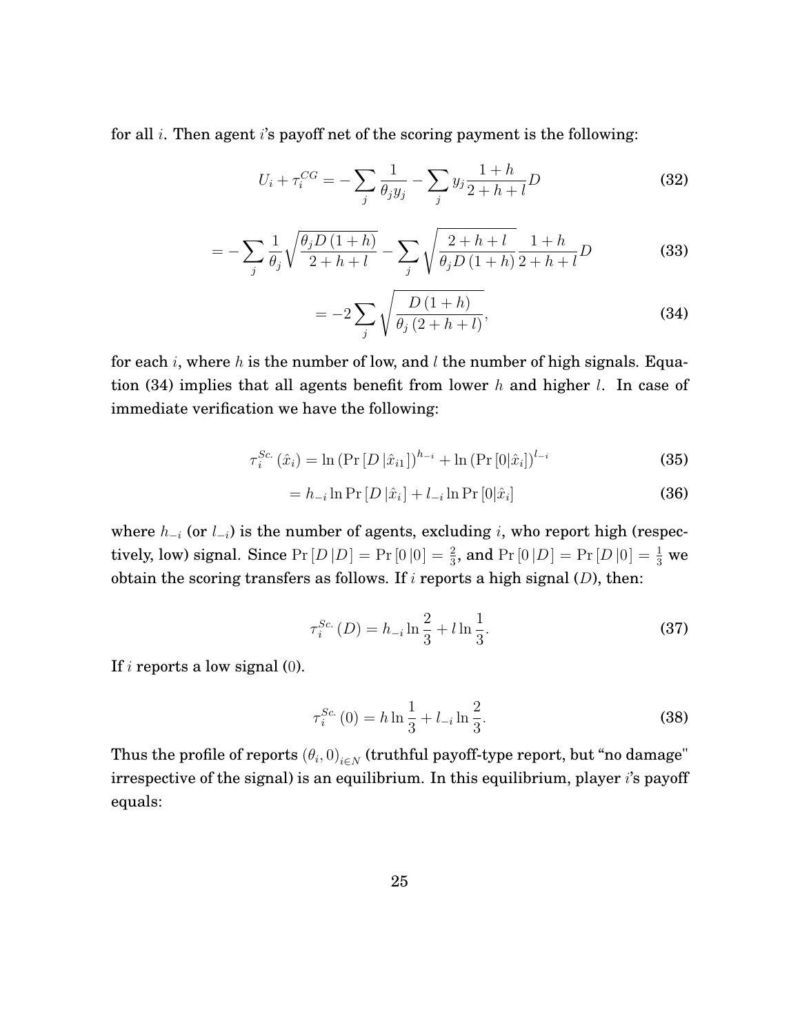for all $i$. Then agent $i$'s payoff net of the scoring payment is the following:

$$U_i + \tau_i^{CG} = -\sum_j \frac{1}{\theta_j y_j} - \sum_j y_j \frac{1+h}{2+h+l} D \tag{32}$$

$$= -\sum_j \frac{1}{\theta_j} \sqrt{\frac{\theta_j D (1+h)}{2+h+l}} - \sum_j \sqrt{\frac{2+h+l}{\theta_j D (1+h)}} \frac{1+h}{2+h+l} D \tag{33}$$

$$= -2 \sum_j \sqrt{\frac{D(1+h)}{\theta_j (2+h+l)}}, \tag{34}$$

for each $i$, where $h$ is the number of low, and $l$ the number of high signals. Equation (34) implies that all agents benefit from lower $h$ and higher $l$. In case of immediate verification we have the following:

$$\tau_i^{Sc.}(\hat{x}_i) = \ln \left( \Pr \left[ D \left| \hat{x}_{i1} \right. \right] \right)^{h_{-i}} + \ln \left( \Pr \left[ 0 | \hat{x}_i \right] \right)^{l_{-i}} \tag{35}$$

$$= h_{-i} \ln \Pr \left[ D \left| \hat{x}_i \right. \right] + l_{-i} \ln \Pr \left[ 0 | \hat{x}_i \right] \tag{36}$$

where $h_{-i}$ (or $l_{-i}$) is the number of agents, excluding $i$, who report high (respectively, low) signal. Since $\Pr[D|D] = \Pr[0|0] = \frac{2}{3}$, and $\Pr[0|D] = \Pr[D|0] = \frac{1}{3}$ we obtain the scoring transfers as follows. If $i$ reports a high signal ($D$), then:

$$\tau_i^{Sc.}(D) = h_{-i} \ln \frac{2}{3} + l \ln \frac{1}{3}. \tag{37}$$

If $i$ reports a low signal (0).

$$\tau_i^{Sc.}(0) = h \ln \frac{1}{3} + l_{-i} \ln \frac{2}{3}. \tag{38}$$

Thus the profile of reports $(\theta_i, 0)_{i \in N}$ (truthful payoff-type report, but "no damage" irrespective of the signal) is an equilibrium. In this equilibrium, player $i$'s payoff equals: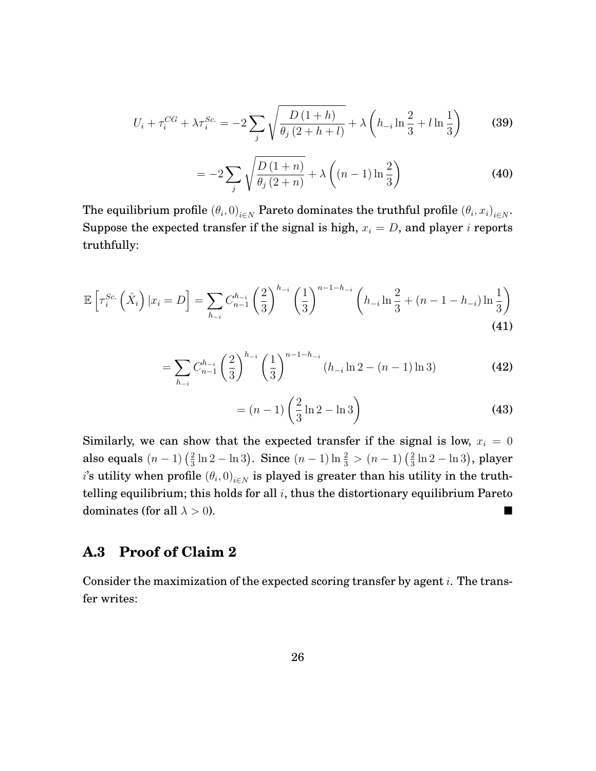$$U_i + \tau_i^{CG} + \lambda \tau_i^{Sc.} = -2 \sum_j \sqrt{\frac{D(1+h)}{\theta_j (2+h+l)}} + \lambda \left( h_{-i} \ln \frac{2}{3} + l \ln \frac{1}{3} \right) \tag{39}$$

$$= -2 \sum_j \sqrt{\frac{D(1+n)}{\theta_j (2+n)}} + \lambda \left( (n-1) \ln \frac{2}{3} \right) \tag{40}$$

The equilibrium profile $(\theta_i, 0)_{i \in N}$ Pareto dominates the truthful profile $(\theta_i, x_i)_{i \in N}$. Suppose the expected transfer if the signal is high, $x_i = D$, and player $i$ reports truthfully:

$$\mathbb{E}\left[ \tau_i^{Sc.}\left( \hat{X}_i \right) | x_i = D \right] = \sum_{h_{-i}} C_{n-1}^{h_{-i}} \left( \frac{2}{3} \right)^{h_{-i}} \left( \frac{1}{3} \right)^{n-1-h_{-i}} \left( h_{-i} \ln \frac{2}{3} + (n-1-h_{-i}) \ln \frac{1}{3} \right) \tag{41}$$

$$= \sum_{h_{-i}} C_{n-1}^{h_{-i}} \left( \frac{2}{3} \right)^{h_{-i}} \left( \frac{1}{3} \right)^{n-1-h_{-i}} \left( h_{-i} \ln 2 - (n-1) \ln 3 \right) \tag{42}$$

$$= (n-1) \left( \frac{2}{3} \ln 2 - \ln 3 \right) \tag{43}$$

Similarly, we can show that the expected transfer if the signal is low, $x_i = 0$ also equals $(n-1)\left(\frac{2}{3}\ln 2 - \ln 3\right)$. Since $(n-1)\ln\frac{2}{3} > (n-1)\left(\frac{2}{3}\ln 2 - \ln 3\right)$, player $i$'s utility when profile $(\theta_i, 0)_{i \in N}$ is played is greater than his utility in the truth-telling equilibrium; this holds for all $i$, thus the distortionary equilibrium Pareto dominates (for all $\lambda > 0$). ■

## A.3 Proof of Claim 2

Consider the maximization of the expected scoring transfer by agent $i$. The transfer writes: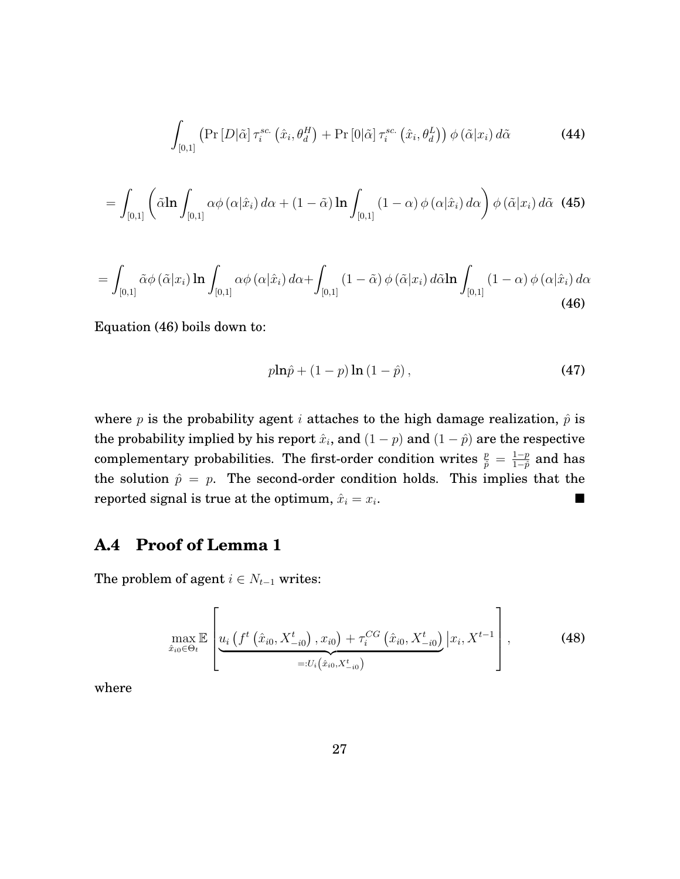$$\int_{[0,1]} \left( \Pr\left[D|\tilde{\alpha}\right] \tau_i^{sc.}\left(\hat{x}_i, \theta_d^H\right) + \Pr\left[0|\tilde{\alpha}\right] \tau_i^{sc.}\left(\hat{x}_i, \theta_d^L\right) \right) \phi\left(\tilde{\alpha}|x_i\right) d\tilde{\alpha} \tag{44}$$

$$= \int_{[0,1]} \left( \tilde{\alpha} \ln \int_{[0,1]} \alpha \phi\left(\alpha|\hat{x}_i\right) d\alpha + \left(1-\tilde{\alpha}\right) \ln \int_{[0,1]} \left(1-\alpha\right) \phi\left(\alpha|\hat{x}_i\right) d\alpha \right) \phi\left(\tilde{\alpha}|x_i\right) d\tilde{\alpha} \tag{45}$$

$$= \int_{[0,1]} \tilde{\alpha} \phi\left(\tilde{\alpha}|x_i\right) \ln \int_{[0,1]} \alpha \phi\left(\alpha|\hat{x}_i\right) d\alpha + \int_{[0,1]} \left(1-\tilde{\alpha}\right) \phi\left(\tilde{\alpha}|x_i\right) d\tilde{\alpha} \ln \int_{[0,1]} \left(1-\alpha\right) \phi\left(\alpha|\hat{x}_i\right) d\alpha \tag{46}$$

Equation (46) boils down to:

$$p \ln \hat{p} + (1-p) \ln (1-\hat{p}), \tag{47}$$

where $p$ is the probability agent $i$ attaches to the high damage realization, $\hat{p}$ is the probability implied by his report $\hat{x}_i$, and $(1-p)$ and $(1-\hat{p})$ are the respective complementary probabilities. The first-order condition writes $\frac{p}{\hat{p}} = \frac{1-p}{1-\hat{p}}$ and has the solution $\hat{p} = p$. The second-order condition holds. This implies that the reported signal is true at the optimum, $\hat{x}_i = x_i$. ■

## A.4 Proof of Lemma 1

The problem of agent $i \in N_{t-1}$ writes:

$$\max_{\hat{x}_{i0} \in \Theta_t} \mathbb{E}\left[ \underbrace{u_i\left(f^t\left(\hat{x}_{i0}, X_{-i0}^t\right), x_{i0}\right) + \tau_i^{CG}\left(\hat{x}_{i0}, X_{-i0}^t\right)}_{=:U_i\left(\hat{x}_{i0}, X_{-i0}^t\right)} \Big| x_i, X^{t-1} \right], \tag{48}$$

where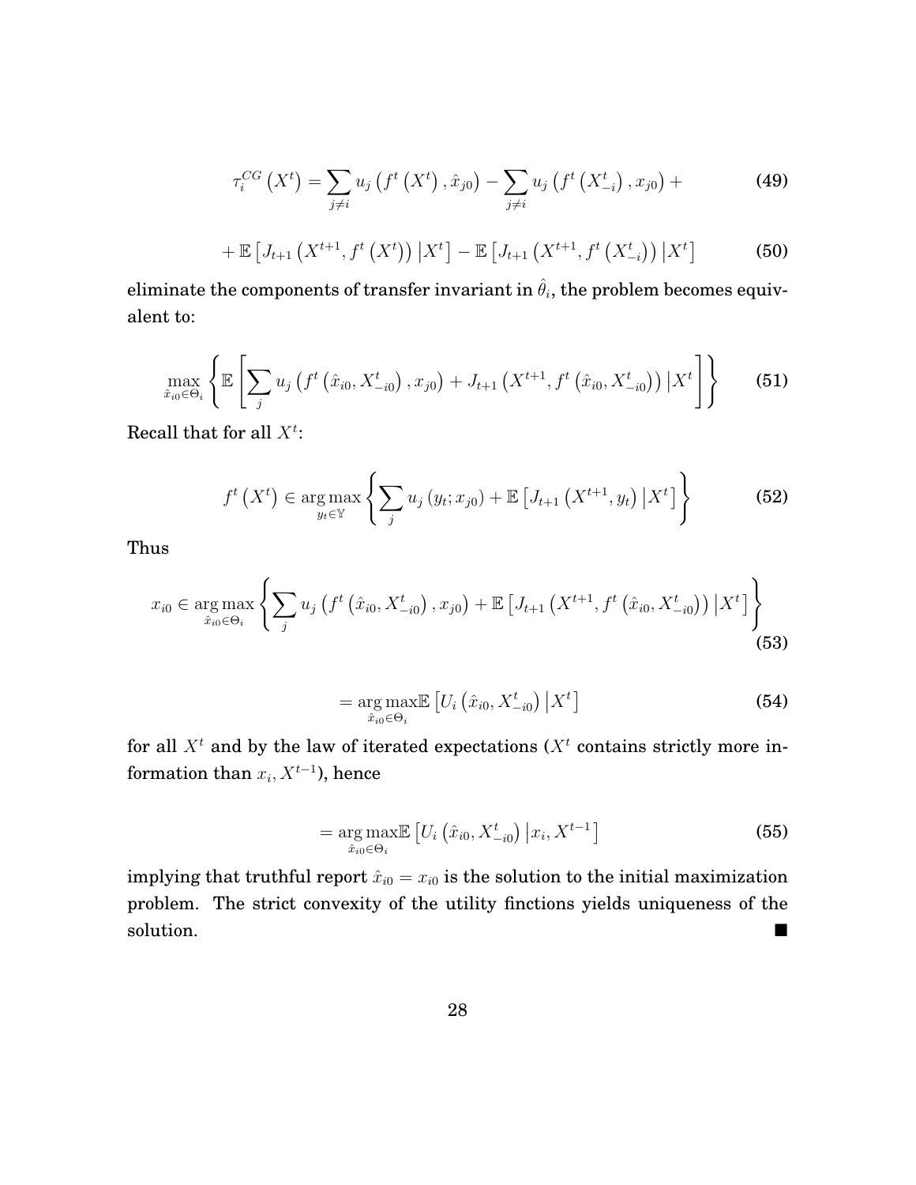$$\tau_i^{CG}\left(X^t\right) = \sum_{j \neq i} u_j\left(f^t\left(X^t\right), \hat{x}_{j0}\right) - \sum_{j \neq i} u_j\left(f^t\left(X_{-i}^t\right), x_{j0}\right) + \tag{49}$$

$$+ \mathbb{E}\left[J_{t+1}\left(X^{t+1}, f^t\left(X^t\right)\right) \middle| X^t\right] - \mathbb{E}\left[J_{t+1}\left(X^{t+1}, f^t\left(X_{-i}^t\right)\right) \middle| X^t\right] \tag{50}$$

eliminate the components of transfer invariant in $\hat{\theta}_i$, the problem becomes equivalent to:

$$\max_{\hat{x}_{i0} \in \Theta_i} \left\{ \mathbb{E}\left[ \sum_j u_j\left(f^t\left(\hat{x}_{i0}, X_{-i0}^t\right), x_{j0}\right) + J_{t+1}\left(X^{t+1}, f^t\left(\hat{x}_{i0}, X_{-i0}^t\right)\right) \middle| X^t \right] \right\} \tag{51}$$

Recall that for all $X^t$:

$$f^t\left(X^t\right) \in \arg\max_{y_t \in \mathbb{Y}} \left\{ \sum_j u_j\left(y_t; x_{j0}\right) + \mathbb{E}\left[J_{t+1}\left(X^{t+1}, y_t\right) \middle| X^t\right] \right\} \tag{52}$$

Thus

$$x_{i0} \in \arg\max_{\hat{x}_{i0} \in \Theta_i} \left\{ \sum_j u_j\left(f^t\left(\hat{x}_{i0}, X_{-i0}^t\right), x_{j0}\right) + \mathbb{E}\left[J_{t+1}\left(X^{t+1}, f^t\left(\hat{x}_{i0}, X_{-i0}^t\right)\right) \middle| X^t\right] \right\} \tag{53}$$

$$= \arg\max_{\hat{x}_{i0} \in \Theta_i} \mathbb{E}\left[U_i\left(\hat{x}_{i0}, X_{-i0}^t\right) \middle| X^t\right] \tag{54}$$

for all $X^t$ and by the law of iterated expectations ($X^t$ contains strictly more information than $x_i, X^{t-1}$), hence

$$= \arg\max_{\hat{x}_{i0} \in \Theta_i} \mathbb{E}\left[U_i\left(\hat{x}_{i0}, X_{-i0}^t\right) \middle| x_i, X^{t-1}\right] \tag{55}$$

implying that truthful report $\hat{x}_{i0} = x_{i0}$ is the solution to the initial maximization problem. The strict convexity of the utility finctions yields uniqueness of the solution. ■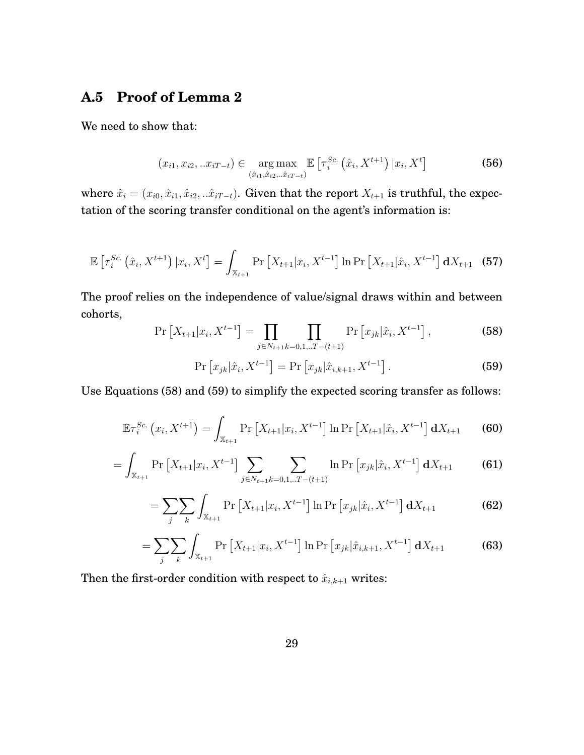## A.5 Proof of Lemma 2

We need to show that:

$$(x_{i1}, x_{i2}, ..x_{iT-t}) \in \underset{(\hat{x}_{i1}, \hat{x}_{i2}, ..\hat{x}_{iT-t})}{\arg\max} \ \mathbb{E}\left[\tau_i^{Sc.}\left(\hat{x}_i, X^{t+1}\right)|x_i, X^t\right] \tag{56}$$

where $\hat{x}_i = (x_{i0}, \hat{x}_{i1}, \hat{x}_{i2}, ..\hat{x}_{iT-t})$. Given that the report $X_{t+1}$ is truthful, the expectation of the scoring transfer conditional on the agent's information is:

$$\mathbb{E}\left[\tau_i^{Sc.}\left(\hat{x}_i, X^{t+1}\right)|x_i, X^t\right] = \int_{\mathbb{X}_{t+1}} \Pr\left[X_{t+1}|x_i, X^{t-1}\right] \ln \Pr\left[X_{t+1}|\hat{x}_i, X^{t-1}\right] \mathbf{d}X_{t+1} \tag{57}$$

The proof relies on the independence of value/signal draws within and between cohorts,

$$\Pr\left[X_{t+1}|x_i, X^{t-1}\right] = \prod_{j\in N_{t+1}} \prod_{k=0,1,..T-(t+1)} \Pr\left[x_{jk}|\hat{x}_i, X^{t-1}\right], \tag{58}$$

$$\Pr\left[x_{jk}|\hat{x}_i, X^{t-1}\right] = \Pr\left[x_{jk}|\hat{x}_{i,k+1}, X^{t-1}\right]. \tag{59}$$

Use Equations (58) and (59) to simplify the expected scoring transfer as follows:

$$\mathbb{E}\tau_i^{Sc.}\left(x_i, X^{t+1}\right) = \int_{\mathbb{X}_{t+1}} \Pr\left[X_{t+1}|x_i, X^{t-1}\right] \ln \Pr\left[X_{t+1}|\hat{x}_i, X^{t-1}\right] \mathbf{d}X_{t+1} \tag{60}$$

$$= \int_{\mathbb{X}_{t+1}} \Pr\left[X_{t+1}|x_i, X^{t-1}\right] \sum_{j\in N_{t+1}} \sum_{k=0,1,..T-(t+1)} \ln \Pr\left[x_{jk}|\hat{x}_i, X^{t-1}\right] \mathbf{d}X_{t+1} \tag{61}$$

$$= \sum_j \sum_k \int_{\mathbb{X}_{t+1}} \Pr\left[X_{t+1}|x_i, X^{t-1}\right] \ln \Pr\left[x_{jk}|\hat{x}_i, X^{t-1}\right] \mathbf{d}X_{t+1} \tag{62}$$

$$= \sum_j \sum_k \int_{\mathbb{X}_{t+1}} \Pr\left[X_{t+1}|x_i, X^{t-1}\right] \ln \Pr\left[x_{jk}|\hat{x}_{i,k+1}, X^{t-1}\right] \mathbf{d}X_{t+1} \tag{63}$$

Then the first-order condition with respect to $\hat{x}_{i,k+1}$ writes: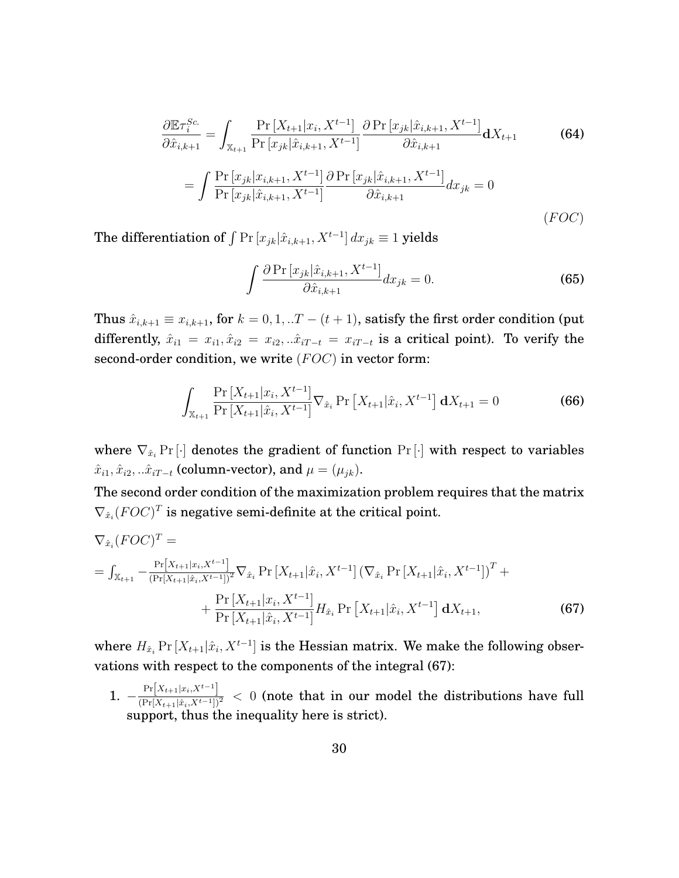$$\frac{\partial \mathbb{E}\tau_i^{Sc.}}{\partial \hat{x}_{i,k+1}} = \int_{\mathbb{X}_{t+1}} \frac{\Pr\left[X_{t+1}|x_i, X^{t-1}\right]}{\Pr\left[x_{jk}|\hat{x}_{i,k+1}, X^{t-1}\right]} \frac{\partial \Pr\left[x_{jk}|\hat{x}_{i,k+1}, X^{t-1}\right]}{\partial \hat{x}_{i,k+1}} \mathbf{d}X_{t+1} \tag{64}$$

$$= \int \frac{\Pr\left[x_{jk}|x_{i,k+1}, X^{t-1}\right]}{\Pr\left[x_{jk}|\hat{x}_{i,k+1}, X^{t-1}\right]} \frac{\partial \Pr\left[x_{jk}|\hat{x}_{i,k+1}, X^{t-1}\right]}{\partial \hat{x}_{i,k+1}} dx_{jk} = 0 \tag{$FOC$}$$

**The differentiation of $\int \Pr\left[x_{jk}|\hat{x}_{i,k+1}, X^{t-1}\right] dx_{jk} \equiv 1$ yields**

$$\int \frac{\partial \Pr\left[x_{jk}|\hat{x}_{i,k+1}, X^{t-1}\right]}{\partial \hat{x}_{i,k+1}} dx_{jk} = 0. \tag{65}$$

**Thus $\hat{x}_{i,k+1} \equiv x_{i,k+1}$, for $k = 0, 1, ..T - (t+1)$, satisfy the first order condition (put differently, $\hat{x}_{i1} = x_{i1}, \hat{x}_{i2} = x_{i2}, ..\hat{x}_{iT-t} = x_{iT-t}$ is a critical point). To verify the second-order condition, we write $(FOC)$ in vector form:**

$$\int_{\mathbb{X}_{t+1}} \frac{\Pr\left[X_{t+1}|x_i, X^{t-1}\right]}{\Pr\left[X_{t+1}|\hat{x}_i, X^{t-1}\right]} \nabla_{\hat{x}_i} \Pr\left[X_{t+1}|\hat{x}_i, X^{t-1}\right] \mathbf{d}X_{t+1} = 0 \tag{66}$$

**where $\nabla_{\hat{x}_i} \Pr[\cdot]$ denotes the gradient of function $\Pr[\cdot]$ with respect to variables $\hat{x}_{i1}, \hat{x}_{i2}, ..\hat{x}_{iT-t}$ (column-vector), and $\mu = (\mu_{jk})$.**

**The second order condition of the maximization problem requires that the matrix $\nabla_{\hat{x}_i}(FOC)^T$ is negative semi-definite at the critical point.**

$$\nabla_{\hat{x}_i}(FOC)^T =$$

$$= \int_{\mathbb{X}_{t+1}} -\frac{\Pr\left[X_{t+1}|x_i, X^{t-1}\right]}{\left(\Pr\left[X_{t+1}|\hat{x}_i, X^{t-1}\right]\right)^2} \nabla_{\hat{x}_i} \Pr\left[X_{t+1}|\hat{x}_i, X^{t-1}\right] \left(\nabla_{\hat{x}_i} \Pr\left[X_{t+1}|\hat{x}_i, X^{t-1}\right]\right)^T +$$

$$+ \frac{\Pr\left[X_{t+1}|x_i, X^{t-1}\right]}{\Pr\left[X_{t+1}|\hat{x}_i, X^{t-1}\right]} H_{\hat{x}_i} \Pr\left[X_{t+1}|\hat{x}_i, X^{t-1}\right] \mathbf{d}X_{t+1}, \tag{67}$$

**where $H_{\hat{x}_i} \Pr\left[X_{t+1}|\hat{x}_i, X^{t-1}\right]$ is the Hessian matrix. We make the following observations with respect to the components of the integral (67):**

1. $-\frac{\Pr\left[X_{t+1}|x_i, X^{t-1}\right]}{\left(\Pr\left[X_{t+1}|\hat{x}_i, X^{t-1}\right]\right)^2} < 0$ **(note that in our model the distributions have full support, thus the inequality here is strict).**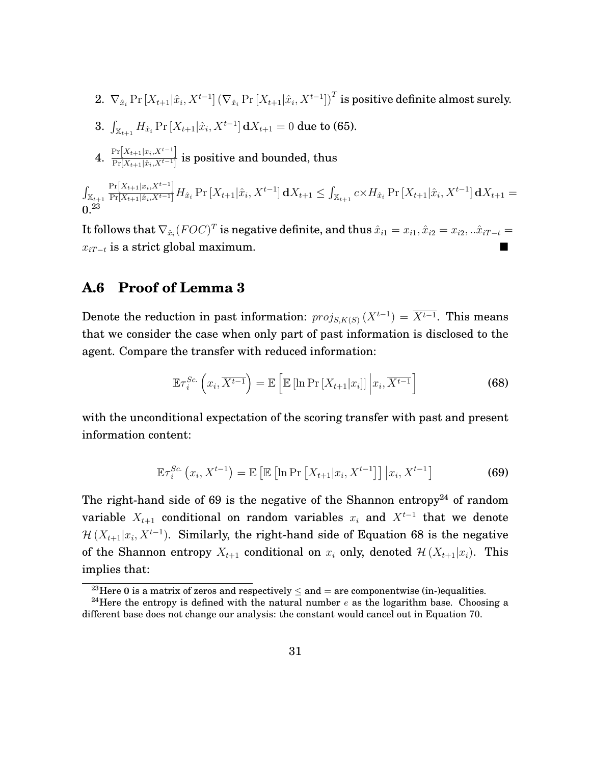2. $\nabla_{\hat{x}_i} \Pr\left[X_{t+1}|\hat{x}_i, X^{t-1}\right] \left(\nabla_{\hat{x}_i} \Pr\left[X_{t+1}|\hat{x}_i, X^{t-1}\right]\right)^T$ is positive definite almost surely.

3. $\int_{\mathbb{X}_{t+1}} H_{\hat{x}_i} \Pr\left[X_{t+1}|\hat{x}_i, X^{t-1}\right] \mathbf{d}X_{t+1} = 0$ due to (65).

4. $\frac{\Pr\left[X_{t+1}|x_i, X^{t-1}\right]}{\Pr\left[X_{t+1}|\hat{x}_i, X^{t-1}\right]}$ is positive and bounded, thus

$\int_{\mathbb{X}_{t+1}} \frac{\Pr\left[X_{t+1}|x_i, X^{t-1}\right]}{\Pr\left[X_{t+1}|\hat{x}_i, X^{t-1}\right]} H_{\hat{x}_i} \Pr\left[X_{t+1}|\hat{x}_i, X^{t-1}\right] \mathbf{d}X_{t+1} \leq \int_{\mathbb{X}_{t+1}} c \times H_{\hat{x}_i} \Pr\left[X_{t+1}|\hat{x}_i, X^{t-1}\right] \mathbf{d}X_{t+1} = \mathbf{0}$.[23]

It follows that $\nabla_{\hat{x}_i}(FOC)^T$ is negative definite, and thus $\hat{x}_{i1} = x_{i1}, \hat{x}_{i2} = x_{i2}, ..\hat{x}_{iT-t} = x_{iT-t}$ is a strict global maximum. ■

## A.6 Proof of Lemma 3

Denote the reduction in past information: $proj_{S,K(S)}\left(X^{t-1}\right) = \overline{X^{t-1}}$. This means that we consider the case when only part of past information is disclosed to the agent. Compare the transfer with reduced information:

$$\mathbb{E}\tau_i^{Sc.}\left(x_i, \overline{X^{t-1}}\right) = \mathbb{E}\left[\mathbb{E}\left[\ln \Pr\left[X_{t+1}|x_i\right]\right] \Big| x_i, \overline{X^{t-1}}\right] \tag{68}$$

with the unconditional expectation of the scoring transfer with past and present information content:

$$\mathbb{E}\tau_i^{Sc.}\left(x_i, X^{t-1}\right) = \mathbb{E}\left[\mathbb{E}\left[\ln \Pr\left[X_{t+1}|x_i, X^{t-1}\right]\right] \Big| x_i, X^{t-1}\right] \tag{69}$$

The right-hand side of 69 is the negative of the Shannon entropy[24] of random variable $X_{t+1}$ conditional on random variables $x_i$ and $X^{t-1}$ that we denote $\mathcal{H}\left(X_{t+1}|x_i, X^{t-1}\right)$. Similarly, the right-hand side of Equation 68 is the negative of the Shannon entropy $X_{t+1}$ conditional on $x_i$ only, denoted $\mathcal{H}\left(X_{t+1}|x_i\right)$. This implies that:

[23] Here $\mathbf{0}$ is a matrix of zeros and respectively $\leq$ and $=$ are componentwise (in-)equalities.

[24] Here the entropy is defined with the natural number $e$ as the logarithm base. Choosing a different base does not change our analysis: the constant would cancel out in Equation 70.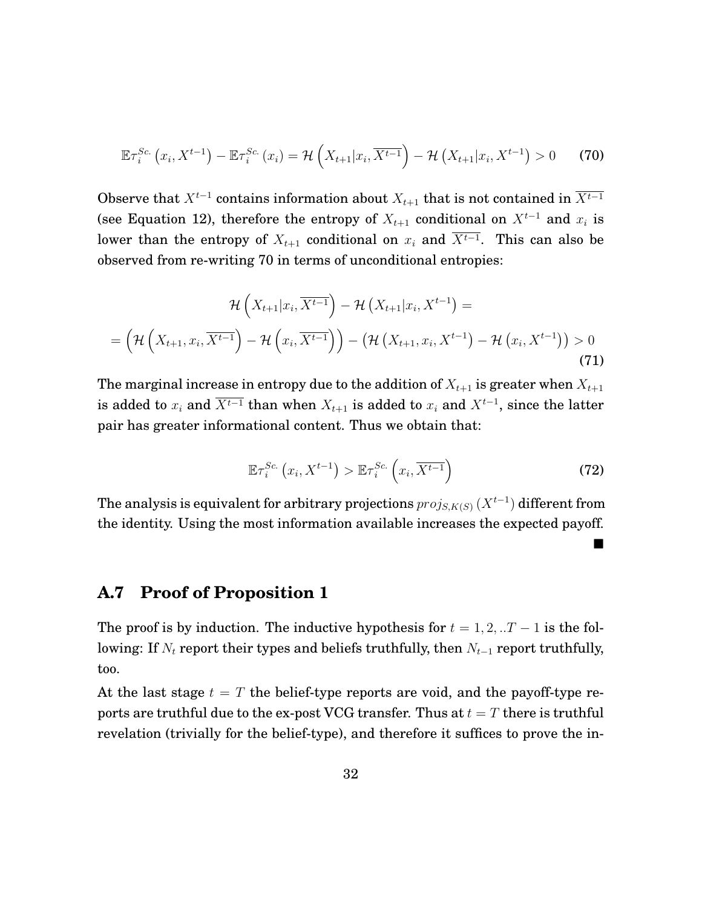$$\mathbb{E}\tau_i^{Sc.}\left(x_i, X^{t-1}\right) - \mathbb{E}\tau_i^{Sc.}\left(x_i\right) = \mathcal{H}\left(X_{t+1}|x_i, \overline{X^{t-1}}\right) - \mathcal{H}\left(X_{t+1}|x_i, X^{t-1}\right) > 0 \tag{70}$$

Observe that $X^{t-1}$ contains information about $X_{t+1}$ that is not contained in $\overline{X^{t-1}}$ (see Equation 12), therefore the entropy of $X_{t+1}$ conditional on $X^{t-1}$ and $x_i$ is lower than the entropy of $X_{t+1}$ conditional on $x_i$ and $\overline{X^{t-1}}$. This can also be observed from re-writing 70 in terms of unconditional entropies:

$$\begin{aligned} &\mathcal{H}\left(X_{t+1}|x_i, \overline{X^{t-1}}\right) - \mathcal{H}\left(X_{t+1}|x_i, X^{t-1}\right) = \\ = &\left(\mathcal{H}\left(X_{t+1}, x_i, \overline{X^{t-1}}\right) - \mathcal{H}\left(x_i, \overline{X^{t-1}}\right)\right) - \left(\mathcal{H}\left(X_{t+1}, x_i, X^{t-1}\right) - \mathcal{H}\left(x_i, X^{t-1}\right)\right) > 0 \end{aligned} \tag{71}$$

The marginal increase in entropy due to the addition of $X_{t+1}$ is greater when $X_{t+1}$ is added to $x_i$ and $\overline{X^{t-1}}$ than when $X_{t+1}$ is added to $x_i$ and $X^{t-1}$, since the latter pair has greater informational content. Thus we obtain that:

$$\mathbb{E}\tau_i^{Sc.}\left(x_i, X^{t-1}\right) > \mathbb{E}\tau_i^{Sc.}\left(x_i, \overline{X^{t-1}}\right) \tag{72}$$

The analysis is equivalent for arbitrary projections $proj_{S,K(S)}\left(X^{t-1}\right)$ different from the identity. Using the most information available increases the expected payoff.

■

## A.7 Proof of Proposition 1

The proof is by induction. The inductive hypothesis for $t = 1, 2, ..T-1$ is the following: If $N_t$ report their types and beliefs truthfully, then $N_{t-1}$ report truthfully, too.

At the last stage $t = T$ the belief-type reports are void, and the payoff-type reports are truthful due to the ex-post VCG transfer. Thus at $t = T$ there is truthful revelation (trivially for the belief-type), and therefore it suffices to prove the in-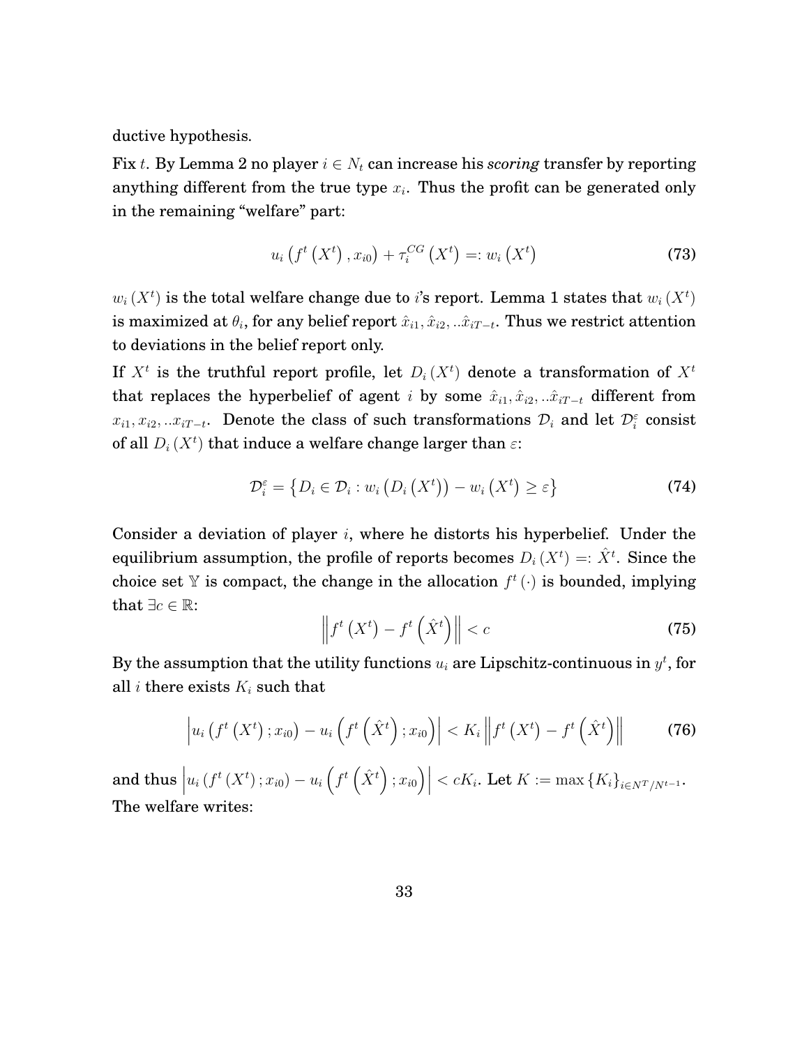ductive hypothesis.

Fix $t$. By Lemma 2 no player $i \in N_t$ can increase his *scoring* transfer by reporting anything different from the true type $x_i$. Thus the profit can be generated only in the remaining "welfare" part:

$$u_i\left(f^t\left(X^t\right), x_{i0}\right) + \tau_i^{CG}\left(X^t\right) =: w_i\left(X^t\right) \tag{73}$$

$w_i\left(X^t\right)$ is the total welfare change due to $i$'s report. Lemma 1 states that $w_i\left(X^t\right)$ is maximized at $\theta_i$, for any belief report $\hat{x}_{i1}, \hat{x}_{i2}, ..\hat{x}_{iT-t}$. Thus we restrict attention to deviations in the belief report only.

If $X^t$ is the truthful report profile, let $D_i\left(X^t\right)$ denote a transformation of $X^t$ that replaces the hyperbelief of agent $i$ by some $\hat{x}_{i1}, \hat{x}_{i2}, ..\hat{x}_{iT-t}$ different from $x_{i1}, x_{i2}, ..x_{iT-t}$. Denote the class of such transformations $\mathcal{D}_i$ and let $\mathcal{D}_i^{\varepsilon}$ consist of all $D_i\left(X^t\right)$ that induce a welfare change larger than $\varepsilon$:

$$\mathcal{D}_i^{\varepsilon} = \left\{D_i \in \mathcal{D}_i : w_i\left(D_i\left(X^t\right)\right) - w_i\left(X^t\right) \geq \varepsilon\right\} \tag{74}$$

Consider a deviation of player $i$, where he distorts his hyperbelief. Under the equilibrium assumption, the profile of reports becomes $D_i\left(X^t\right) =: \hat{X}^t$. Since the choice set $\mathbb{Y}$ is compact, the change in the allocation $f^t\left(\cdot\right)$ is bounded, implying that $\exists c \in \mathbb{R}$:

$$\left\| f^t\left(X^t\right) - f^t\left(\hat{X}^t\right) \right\| < c \tag{75}$$

By the assumption that the utility functions $u_i$ are Lipschitz-continuous in $y^t$, for all $i$ there exists $K_i$ such that

$$\left| u_i\left(f^t\left(X^t\right); x_{i0}\right) - u_i\left(f^t\left(\hat{X}^t\right); x_{i0}\right) \right| < K_i \left\| f^t\left(X^t\right) - f^t\left(\hat{X}^t\right) \right\| \tag{76}$$

and thus $\left| u_i\left(f^t\left(X^t\right); x_{i0}\right) - u_i\left(f^t\left(\hat{X}^t\right); x_{i0}\right) \right| < cK_i$. Let $K := \max\left\{K_i\right\}_{i \in N^T/N^{t-1}}$. The welfare writes: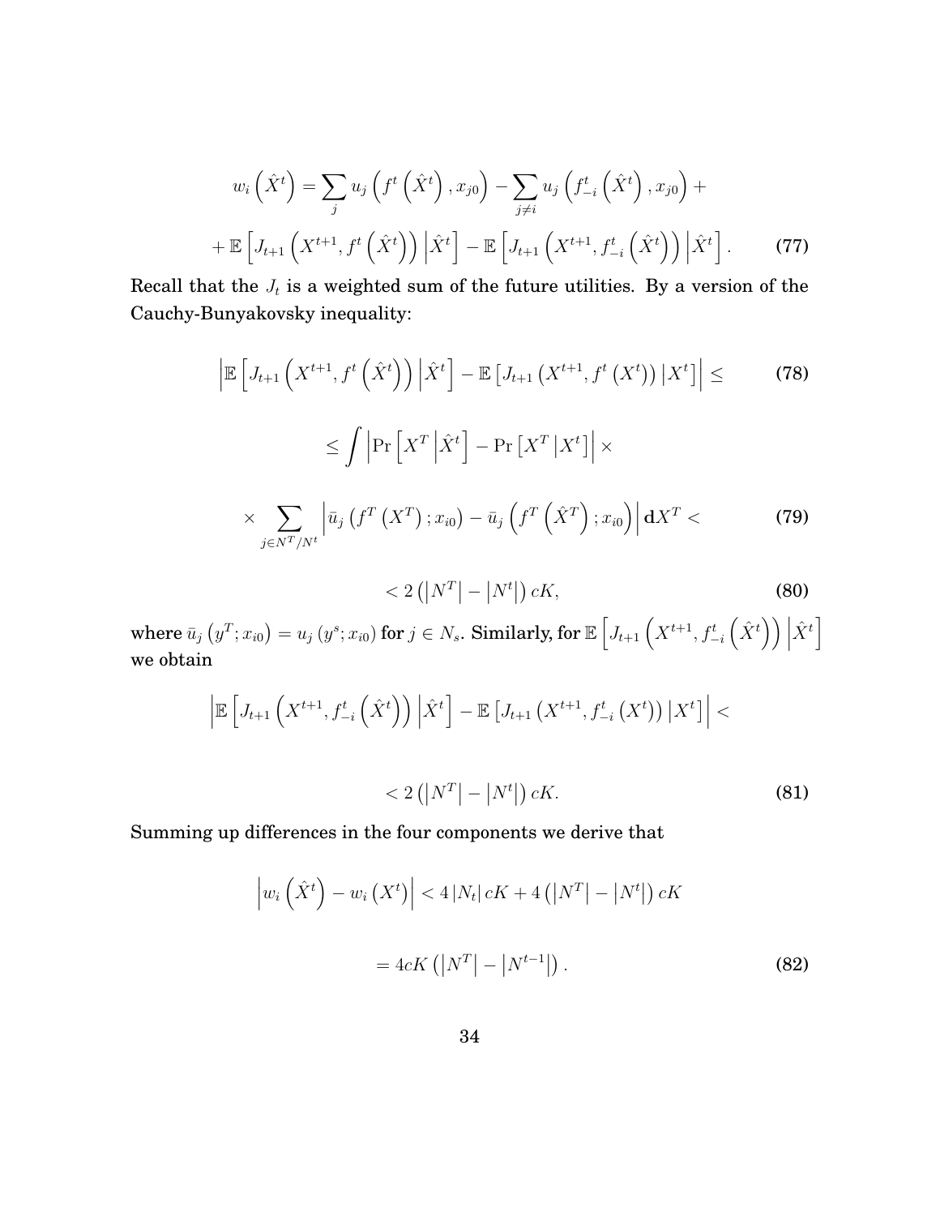$$w_i\left(\hat{X}^t\right) = \sum_j u_j\left(f^t\left(\hat{X}^t\right), x_{j0}\right) - \sum_{j\neq i} u_j\left(f^t_{-i}\left(\hat{X}^t\right), x_{j0}\right) +$$

$$+ \mathbb{E}\left[J_{t+1}\left(X^{t+1}, f^t\left(\hat{X}^t\right)\right)\Big|\hat{X}^t\right] - \mathbb{E}\left[J_{t+1}\left(X^{t+1}, f^t_{-i}\left(\hat{X}^t\right)\right)\Big|\hat{X}^t\right]. \tag{77}$$

**Recall that the $J_t$ is a weighted sum of the future utilities. By a version of the Cauchy-Bunyakovsky inequality:**

$$\left|\mathbb{E}\left[J_{t+1}\left(X^{t+1}, f^t\left(\hat{X}^t\right)\right)\Big|\hat{X}^t\right] - \mathbb{E}\left[J_{t+1}\left(X^{t+1}, f^t\left(X^t\right)\right)\Big|X^t\right]\right| \leq \tag{78}$$

$$\leq \int \left|\Pr\left[X^T\Big|\hat{X}^t\right] - \Pr\left[X^T\Big|X^t\right]\right| \times$$

$$\times \sum_{j\in N^T/N^t}\left|\bar{u}_j\left(f^T\left(X^T\right); x_{i0}\right) - \bar{u}_j\left(f^T\left(\hat{X}^T\right); x_{i0}\right)\right| \mathbf{d}X^T < \tag{79}$$

$$< 2\left(\left|N^T\right| - \left|N^t\right|\right)cK, \tag{80}$$

**where $\bar{u}_j\left(y^T; x_{i0}\right) = u_j\left(y^s; x_{i0}\right)$ for $j \in N_s$. Similarly, for $\mathbb{E}\left[J_{t+1}\left(X^{t+1}, f^t_{-i}\left(\hat{X}^t\right)\right)\Big|\hat{X}^t\right]$ we obtain**

$$\left|\mathbb{E}\left[J_{t+1}\left(X^{t+1}, f^t_{-i}\left(\hat{X}^t\right)\right)\Big|\hat{X}^t\right] - \mathbb{E}\left[J_{t+1}\left(X^{t+1}, f^t_{-i}\left(X^t\right)\right)\Big|X^t\right]\right| <$$

$$< 2\left(\left|N^T\right| - \left|N^t\right|\right)cK. \tag{81}$$

**Summing up differences in the four components we derive that**

$$\left|w_i\left(\hat{X}^t\right) - w_i\left(X^t\right)\right| < 4\left|N_t\right|cK + 4\left(\left|N^T\right| - \left|N^t\right|\right)cK$$

$$= 4cK\left(\left|N^T\right| - \left|N^{t-1}\right|\right). \tag{82}$$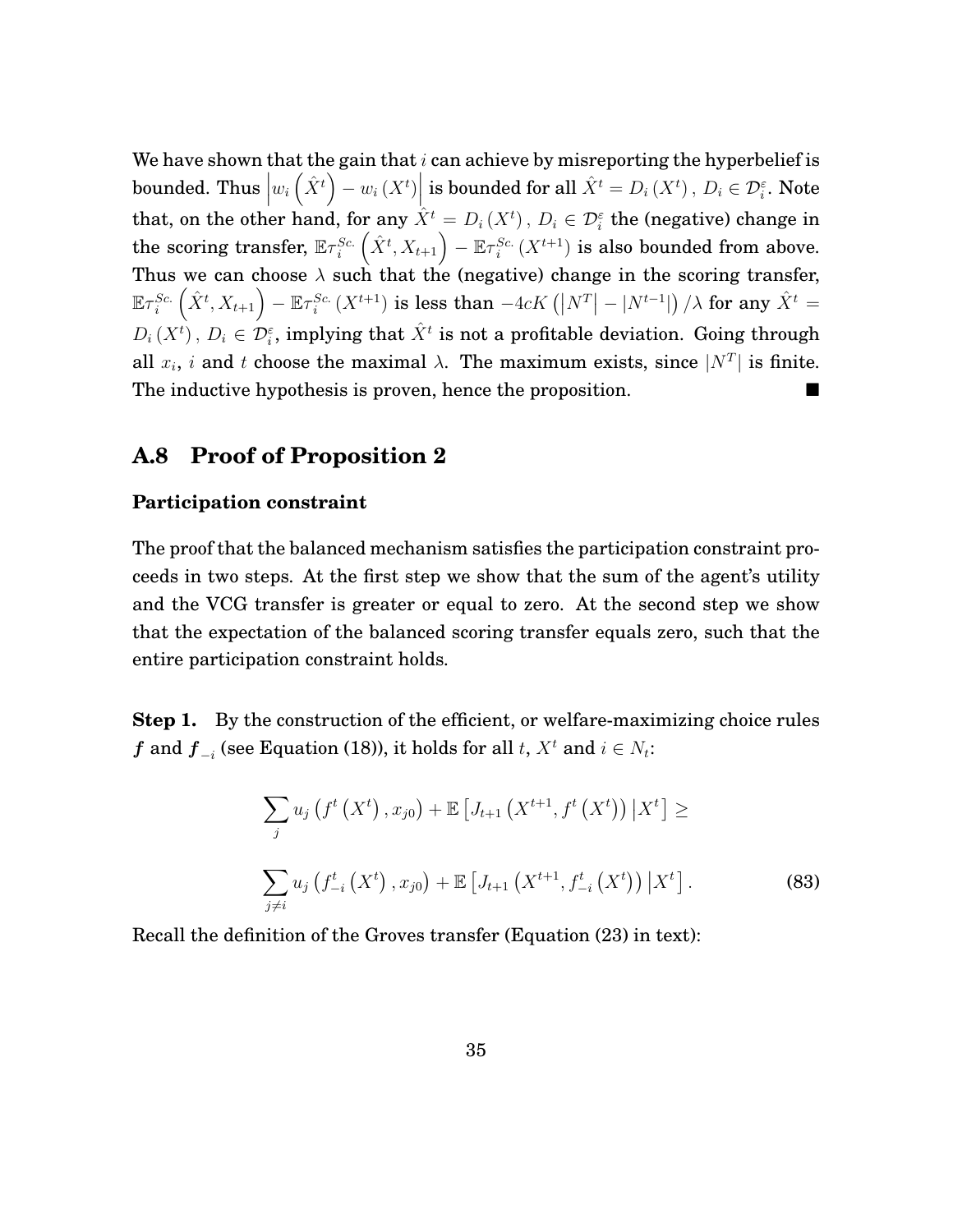We have shown that the gain that $i$ can achieve by misreporting the hyperbelief is bounded. Thus $\left|w_i\left(\hat{X}^t\right) - w_i\left(X^t\right)\right|$ is bounded for all $\hat{X}^t = D_i\left(X^t\right),\ D_i \in \mathcal{D}_i^{\varepsilon}$. Note that, on the other hand, for any $\hat{X}^t = D_i\left(X^t\right),\ D_i \in \mathcal{D}_i^{\varepsilon}$ the (negative) change in the scoring transfer, $\mathbb{E}\tau_i^{Sc.}\left(\hat{X}^t, X_{t+1}\right) - \mathbb{E}\tau_i^{Sc.}\left(X^{t+1}\right)$ is also bounded from above. Thus we can choose $\lambda$ such that the (negative) change in the scoring transfer, $\mathbb{E}\tau_i^{Sc.}\left(\hat{X}^t, X_{t+1}\right) - \mathbb{E}\tau_i^{Sc.}\left(X^{t+1}\right)$ is less than $-4cK\left(\left|N^T\right| - \left|N^{t-1}\right|\right)/\lambda$ for any $\hat{X}^t = D_i\left(X^t\right),\ D_i \in \mathcal{D}_i^{\varepsilon}$, implying that $\hat{X}^t$ is not a profitable deviation. Going through all $x_i$, $i$ and $t$ choose the maximal $\lambda$. The maximum exists, since $\left|N^T\right|$ is finite. The inductive hypothesis is proven, hence the proposition. ■

## A.8 Proof of Proposition 2

### Participation constraint

The proof that the balanced mechanism satisfies the participation constraint proceeds in two steps. At the first step we show that the sum of the agent's utility and the VCG transfer is greater or equal to zero. At the second step we show that the expectation of the balanced scoring transfer equals zero, such that the entire participation constraint holds.

**Step 1.** By the construction of the efficient, or welfare-maximizing choice rules $\boldsymbol{f}$ and $\boldsymbol{f}_{-i}$ (see Equation (18)), it holds for all $t$, $X^t$ and $i \in N_t$:

$$\sum_j u_j\left(f^t\left(X^t\right), x_{j0}\right) + \mathbb{E}\left[J_{t+1}\left(X^{t+1}, f^t\left(X^t\right)\right)\middle|X^t\right] \geq$$

$$\sum_{j \neq i} u_j\left(f_{-i}^t\left(X^t\right), x_{j0}\right) + \mathbb{E}\left[J_{t+1}\left(X^{t+1}, f_{-i}^t\left(X^t\right)\right)\middle|X^t\right]. \tag{83}$$

Recall the definition of the Groves transfer (Equation (23) in text):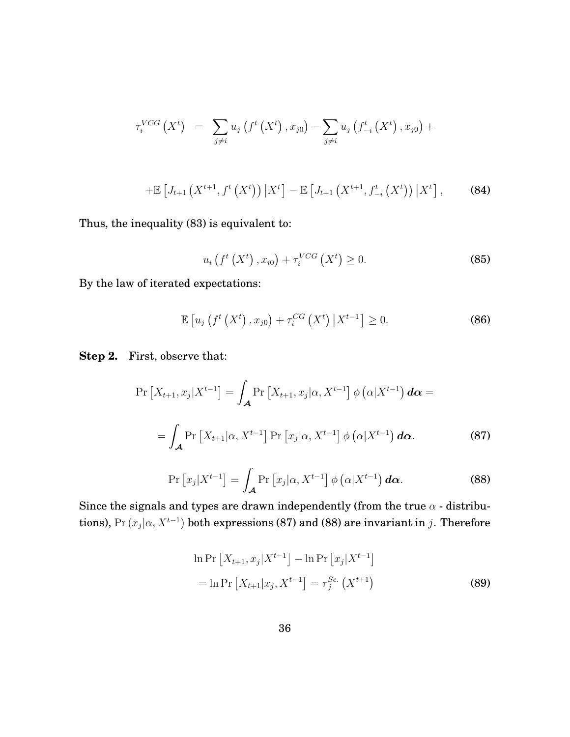$$
\tau_i^{VCG}\left(X^t\right) = \sum_{j \neq i} u_j\left(f^t\left(X^t\right), x_{j0}\right) - \sum_{j \neq i} u_j\left(f_{-i}^t\left(X^t\right), x_{j0}\right) +
$$

$$
+\mathbb{E}\left[J_{t+1}\left(X^{t+1}, f^t\left(X^t\right)\right) \middle| X^t\right] - \mathbb{E}\left[J_{t+1}\left(X^{t+1}, f_{-i}^t\left(X^t\right)\right) \middle| X^t\right], \tag{84}
$$

Thus, the inequality (83) is equivalent to:

$$
u_i\left(f^t\left(X^t\right), x_{i0}\right) + \tau_i^{VCG}\left(X^t\right) \geq 0. \tag{85}
$$

By the law of iterated expectations:

$$
\mathbb{E}\left[u_j\left(f^t\left(X^t\right), x_{j0}\right) + \tau_i^{CG}\left(X^t\right) \middle| X^{t-1}\right] \geq 0. \tag{86}
$$

**Step 2.** First, observe that:

$$
\Pr\left[X_{t+1}, x_j | X^{t-1}\right] = \int_{\boldsymbol{\mathcal{A}}} \Pr\left[X_{t+1}, x_j | \alpha, X^{t-1}\right] \phi\left(\alpha | X^{t-1}\right) \boldsymbol{d\alpha} =
$$

$$
= \int_{\boldsymbol{\mathcal{A}}} \Pr\left[X_{t+1} | \alpha, X^{t-1}\right] \Pr\left[x_j | \alpha, X^{t-1}\right] \phi\left(\alpha | X^{t-1}\right) \boldsymbol{d\alpha}. \tag{87}
$$

$$
\Pr\left[x_j | X^{t-1}\right] = \int_{\boldsymbol{\mathcal{A}}} \Pr\left[x_j | \alpha, X^{t-1}\right] \phi\left(\alpha | X^{t-1}\right) \boldsymbol{d\alpha}. \tag{88}
$$

Since the signals and types are drawn independently (from the true $\alpha$ - distributions), $\Pr\left(x_j | \alpha, X^{t-1}\right)$ both expressions (87) and (88) are invariant in $j$. Therefore

$$
\begin{aligned}
&\ln \Pr\left[X_{t+1}, x_j | X^{t-1}\right] - \ln \Pr\left[x_j | X^{t-1}\right] \\
&= \ln \Pr\left[X_{t+1} | x_j, X^{t-1}\right] = \tau_j^{Sc.}\left(X^{t+1}\right)
\end{aligned} \tag{89}
$$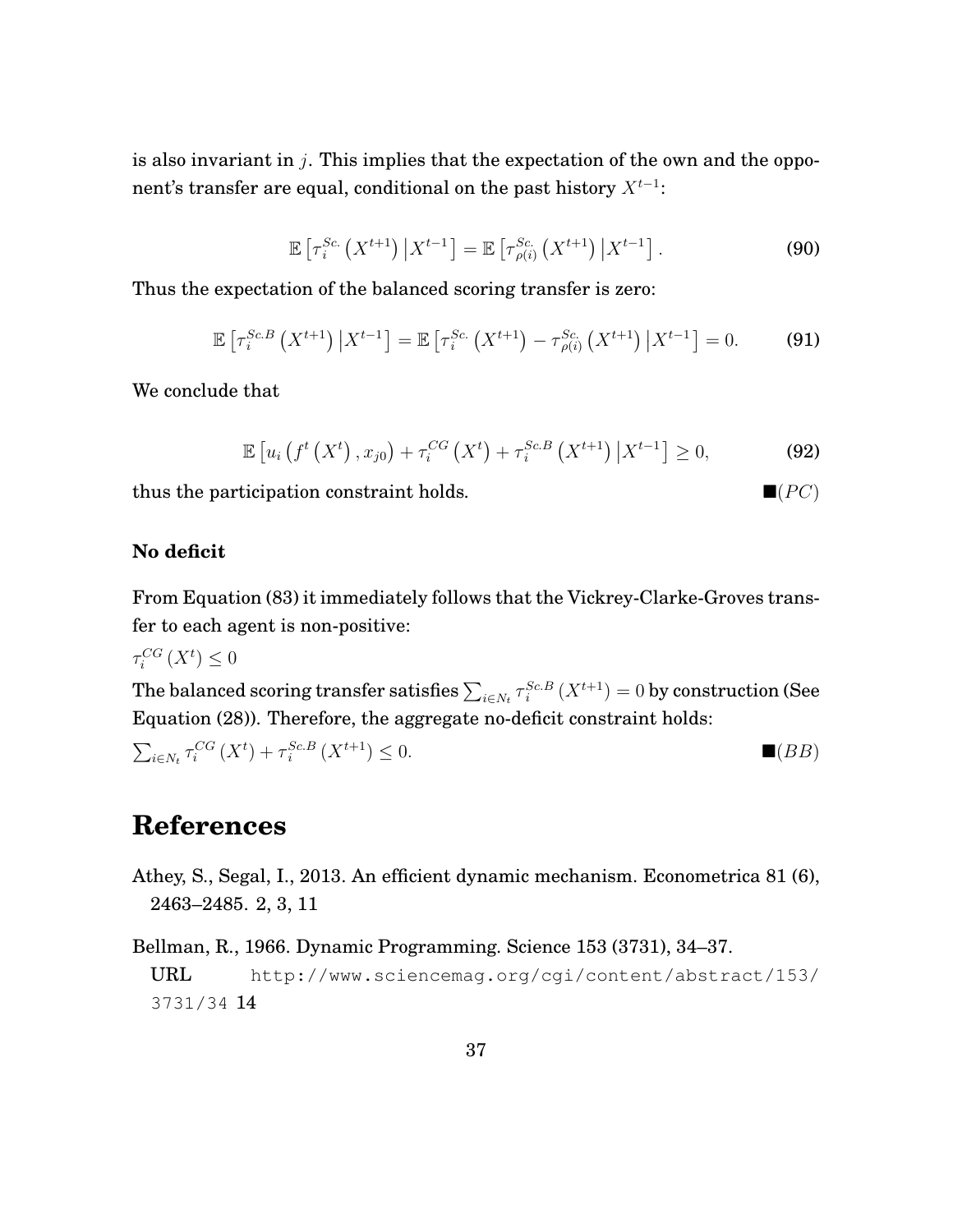is also invariant in $j$. This implies that the expectation of the own and the opponent's transfer are equal, conditional on the past history $X^{t-1}$:

$$\mathbb{E}\left[\tau_i^{Sc.}\left(X^{t+1}\right)\middle|X^{t-1}\right] = \mathbb{E}\left[\tau_{\rho(i)}^{Sc.}\left(X^{t+1}\right)\middle|X^{t-1}\right]. \tag{90}$$

Thus the expectation of the balanced scoring transfer is zero:

$$\mathbb{E}\left[\tau_i^{Sc.B}\left(X^{t+1}\right)\middle|X^{t-1}\right] = \mathbb{E}\left[\tau_i^{Sc.}\left(X^{t+1}\right) - \tau_{\rho(i)}^{Sc.}\left(X^{t+1}\right)\middle|X^{t-1}\right] = 0. \tag{91}$$

We conclude that

$$\mathbb{E}\left[u_i\left(f^t\left(X^t\right), x_{j0}\right) + \tau_i^{CG}\left(X^t\right) + \tau_i^{Sc.B}\left(X^{t+1}\right)\middle|X^{t-1}\right] \geq 0, \tag{92}$$

thus the participation constraint holds. $\blacksquare(PC)$

**No deficit**

From Equation (83) it immediately follows that the Vickrey-Clarke-Groves transfer to each agent is non-positive:

$\tau_i^{CG}\left(X^t\right) \leq 0$

The balanced scoring transfer satisfies $\sum_{i\in N_t} \tau_i^{Sc.B}\left(X^{t+1}\right) = 0$ by construction (See Equation (28)). Therefore, the aggregate no-deficit constraint holds:

$\sum_{i\in N_t} \tau_i^{CG}\left(X^t\right) + \tau_i^{Sc.B}\left(X^{t+1}\right) \leq 0.$ $\blacksquare(BB)$

# References

Athey, S., Segal, I., 2013. An efficient dynamic mechanism. Econometrica 81 (6), 2463–2485. 2, 3, 11

Bellman, R., 1966. Dynamic Programming. Science 153 (3731), 34–37. URL http://www.sciencemag.org/cgi/content/abstract/153/3731/34 14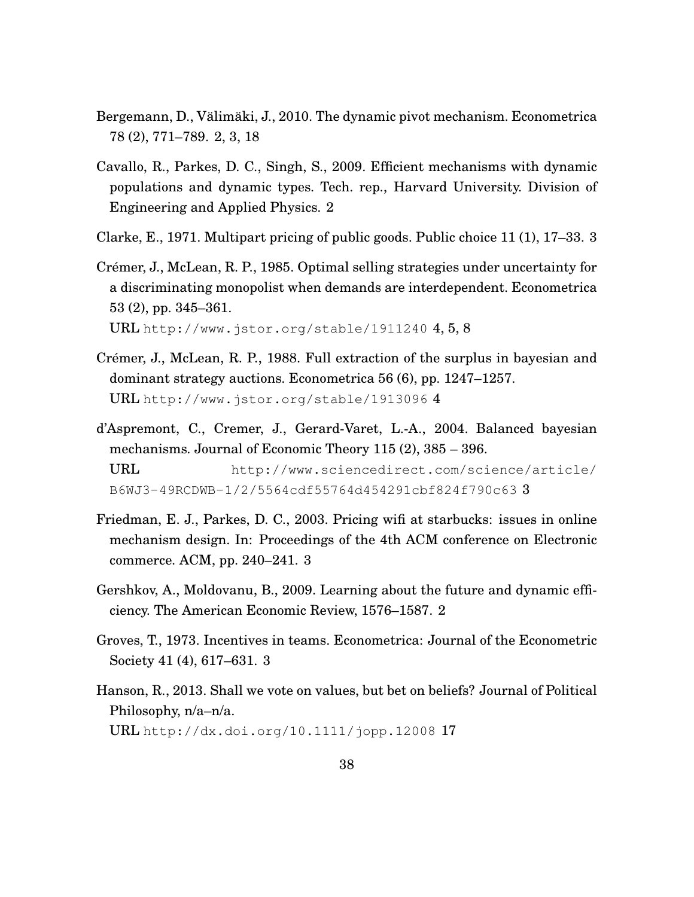Bergemann, D., Välimäki, J., 2010. The dynamic pivot mechanism. Econometrica 78 (2), 771–789. 2, 3, 18

Cavallo, R., Parkes, D. C., Singh, S., 2009. Efficient mechanisms with dynamic populations and dynamic types. Tech. rep., Harvard University. Division of Engineering and Applied Physics. 2

Clarke, E., 1971. Multipart pricing of public goods. Public choice 11 (1), 17–33. 3

Crémer, J., McLean, R. P., 1985. Optimal selling strategies under uncertainty for a discriminating monopolist when demands are interdependent. Econometrica 53 (2), pp. 345–361.
URL http://www.jstor.org/stable/1911240 4, 5, 8

Crémer, J., McLean, R. P., 1988. Full extraction of the surplus in bayesian and dominant strategy auctions. Econometrica 56 (6), pp. 1247–1257.
URL http://www.jstor.org/stable/1913096 4

d'Aspremont, C., Cremer, J., Gerard-Varet, L.-A., 2004. Balanced bayesian mechanisms. Journal of Economic Theory 115 (2), 385 – 396.
URL http://www.sciencedirect.com/science/article/B6WJ3-49RCDWB-1/2/5564cdf55764d454291cbf824f790c63 3

Friedman, E. J., Parkes, D. C., 2003. Pricing wifi at starbucks: issues in online mechanism design. In: Proceedings of the 4th ACM conference on Electronic commerce. ACM, pp. 240–241. 3

Gershkov, A., Moldovanu, B., 2009. Learning about the future and dynamic efficiency. The American Economic Review, 1576–1587. 2

Groves, T., 1973. Incentives in teams. Econometrica: Journal of the Econometric Society 41 (4), 617–631. 3

Hanson, R., 2013. Shall we vote on values, but bet on beliefs? Journal of Political Philosophy, n/a–n/a.
URL http://dx.doi.org/10.1111/jopp.12008 17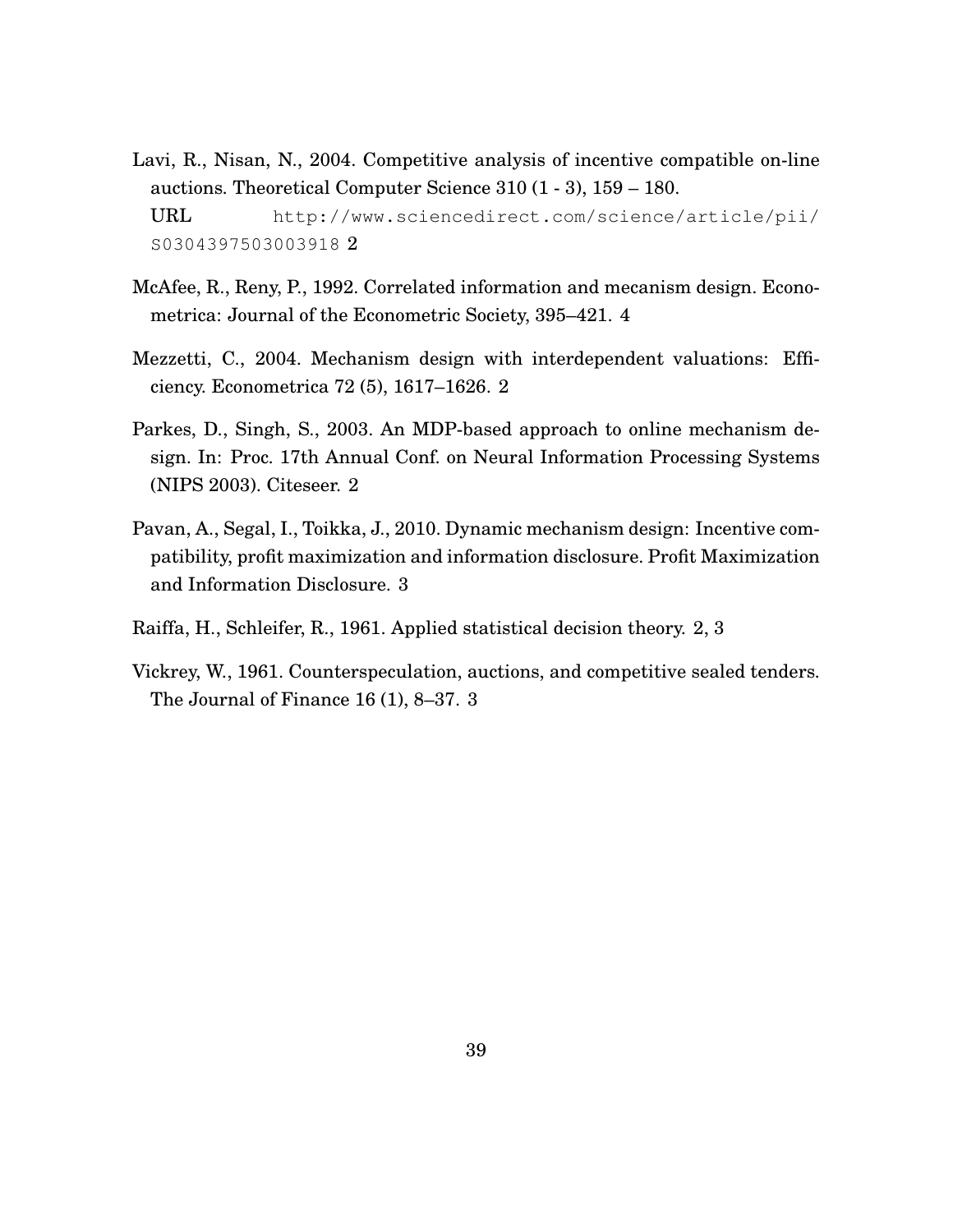Lavi, R., Nisan, N., 2004. Competitive analysis of incentive compatible on-line auctions. Theoretical Computer Science 310 (1 - 3), 159 – 180.
URL http://www.sciencedirect.com/science/article/pii/S0304397503003918 2

McAfee, R., Reny, P., 1992. Correlated information and mecanism design. Econometrica: Journal of the Econometric Society, 395–421. 4

Mezzetti, C., 2004. Mechanism design with interdependent valuations: Efficiency. Econometrica 72 (5), 1617–1626. 2

Parkes, D., Singh, S., 2003. An MDP-based approach to online mechanism design. In: Proc. 17th Annual Conf. on Neural Information Processing Systems (NIPS 2003). Citeseer. 2

Pavan, A., Segal, I., Toikka, J., 2010. Dynamic mechanism design: Incentive compatibility, profit maximization and information disclosure. Profit Maximization and Information Disclosure. 3

Raiffa, H., Schleifer, R., 1961. Applied statistical decision theory. 2, 3

Vickrey, W., 1961. Counterspeculation, auctions, and competitive sealed tenders. The Journal of Finance 16 (1), 8–37. 3